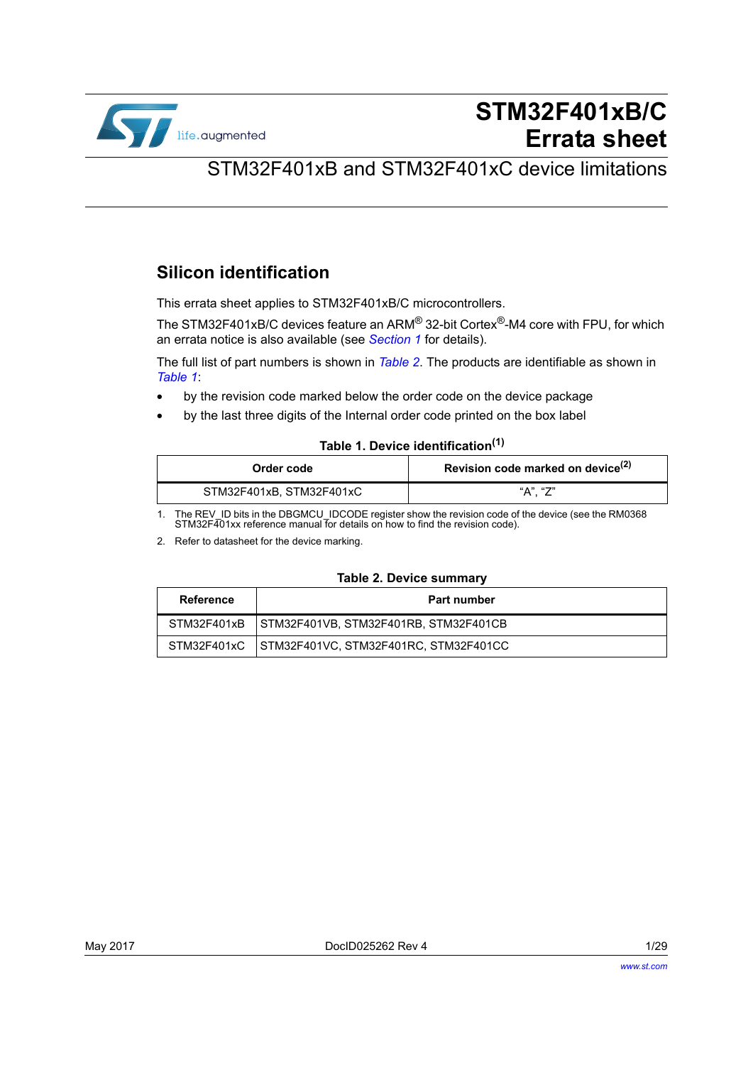# STM32F401xB/C Errata sheet

## STM32F401xB and STM32F401xC device limitations

## Silicon identification

This errata sheet applies to STM32F401xB/C microcontrollers.

The STM32F401xB/C devices feature an ARM® 32-bit Cortex®-M4 core with FPU, for which an errata notice is also available (see *Section 1* for details).

The full list of part numbers is shown in *Table 2*. The products are identifiable as shown in *Table 1*:

- by the revision code marked below the order code on the device package
- by the last three digits of the Internal order code printed on the box label

**Table 1. Device identification(1)**

| Order code | Revision code marked on device(2) |
|---|---|
| STM32F401xB, STM32F401xC | “A”, “Z” |

1. The REV_ID bits in the DBGMCU_IDCODE register show the revision code of the device (see the RM0368 STM32F401xx reference manual for details on how to find the revision code).
2. Refer to datasheet for the device marking.

**Table 2. Device summary**

| Reference | Part number |
|---|---|
| STM32F401xB | STM32F401VB, STM32F401RB, STM32F401CB |
| STM32F401xC | STM32F401VC, STM32F401RC, STM32F401CC |

May 2017 DocID025262 Rev 4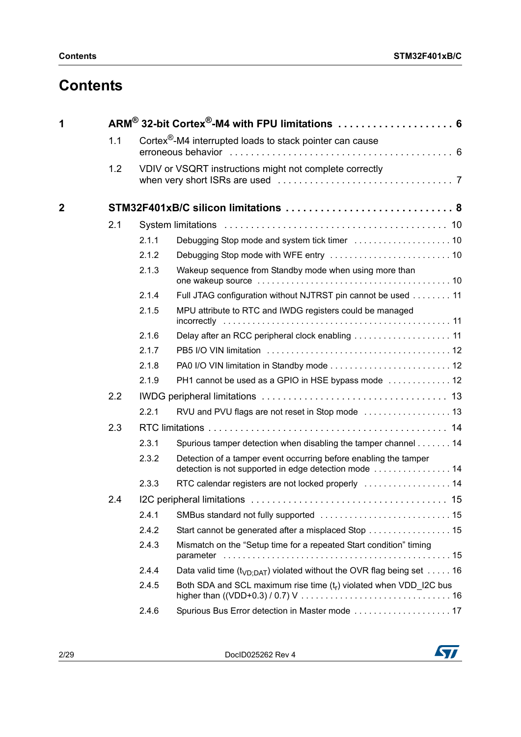# Contents

**1 ARM® 32-bit Cortex®-M4 with FPU limitations . . . . . . . . . . . . . . . . . . . . 6**

1.1 Cortex®-M4 interrupted loads to stack pointer can cause erroneous behavior . . . . . . . . . . . . . . . . . . . . . . . . . . . . . . . . . . . . . . . . . 6

1.2 VDIV or VSQRT instructions might not complete correctly when very short ISRs are used . . . . . . . . . . . . . . . . . . . . . . . . . . . . . . . . 7

**2 STM32F401xB/C silicon limitations . . . . . . . . . . . . . . . . . . . . . . . . . . . . 8**

2.1 System limitations . . . . . . . . . . . . . . . . . . . . . . . . . . . . . . . . . . . . . . . . 10

2.1.1 Debugging Stop mode and system tick timer . . . . . . . . . . . . . . . . . . . . 10

2.1.2 Debugging Stop mode with WFE entry . . . . . . . . . . . . . . . . . . . . . . . . . 10

2.1.3 Wakeup sequence from Standby mode when using more than one wakeup source . . . . . . . . . . . . . . . . . . . . . . . . . . . . . . . . . . . . . . 10

2.1.4 Full JTAG configuration without NJTRST pin cannot be used . . . . . . . . 11

2.1.5 MPU attribute to RTC and IWDG registers could be managed incorrectly . . . . . . . . . . . . . . . . . . . . . . . . . . . . . . . . . . . . . . . . . . . . . 11

2.1.6 Delay after an RCC peripheral clock enabling . . . . . . . . . . . . . . . . . . . . 11

2.1.7 PB5 I/O VIN limitation . . . . . . . . . . . . . . . . . . . . . . . . . . . . . . . . . . . . . 12

2.1.8 PA0 I/O VIN limitation in Standby mode . . . . . . . . . . . . . . . . . . . . . . . . 12

2.1.9 PH1 cannot be used as a GPIO in HSE bypass mode . . . . . . . . . . . . . 12

2.2 IWDG peripheral limitations . . . . . . . . . . . . . . . . . . . . . . . . . . . . . . . . . . 13

2.2.1 RVU and PVU flags are not reset in Stop mode . . . . . . . . . . . . . . . . . . 13

2.3 RTC limitations . . . . . . . . . . . . . . . . . . . . . . . . . . . . . . . . . . . . . . . . . . . . 14

2.3.1 Spurious tamper detection when disabling the tamper channel . . . . . . . 14

2.3.2 Detection of a tamper event occurring before enabling the tamper detection is not supported in edge detection mode . . . . . . . . . . . . . . . . 14

2.3.3 RTC calendar registers are not locked properly . . . . . . . . . . . . . . . . . . 14

2.4 I2C peripheral limitations . . . . . . . . . . . . . . . . . . . . . . . . . . . . . . . . . . . . 15

2.4.1 SMBus standard not fully supported . . . . . . . . . . . . . . . . . . . . . . . . . . . 15

2.4.2 Start cannot be generated after a misplaced Stop . . . . . . . . . . . . . . . . . 15

2.4.3 Mismatch on the “Setup time for a repeated Start condition” timing parameter . . . . . . . . . . . . . . . . . . . . . . . . . . . . . . . . . . . . . . . . . . . . . 15

2.4.4 Data valid time ($t_{VD;DAT}$) violated without the OVR flag being set . . . . . 16

2.4.5 Both SDA and SCL maximum rise time ($t_r$) violated when VDD_I2C bus higher than ((VDD+0.3) / 0.7) V . . . . . . . . . . . . . . . . . . . . . . . . . . . . . . . 16

2.4.6 Spurious Bus Error detection in Master mode . . . . . . . . . . . . . . . . . . . . 17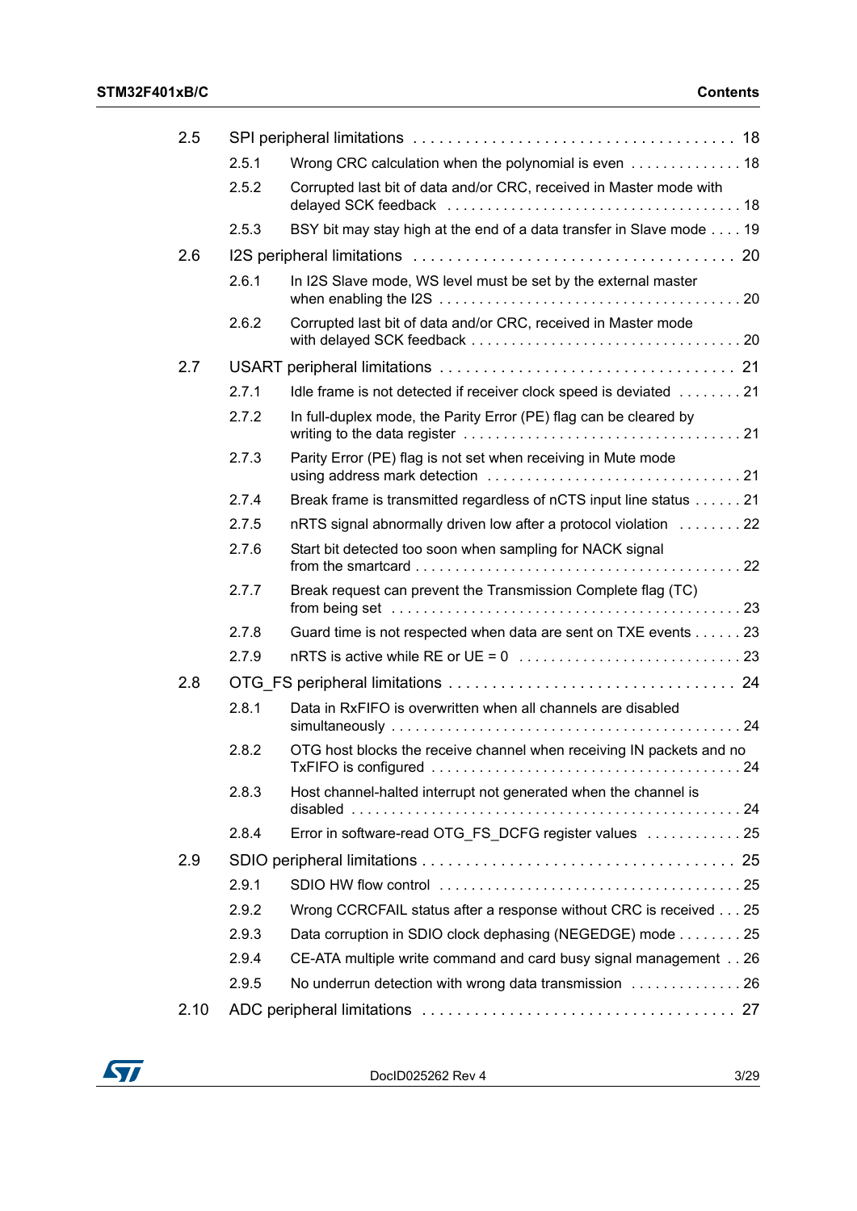2.5 SPI peripheral limitations . . . . . . . . . . . . . . . . . . . . . . . . . . . . . . . . . . . . 18

2.5.1 Wrong CRC calculation when the polynomial is even . . . . . . . . . . . . . 18

2.5.2 Corrupted last bit of data and/or CRC, received in Master mode with delayed SCK feedback . . . . . . . . . . . . . . . . . . . . . . . . . . . . . . . . . . . 18

2.5.3 BSY bit may stay high at the end of a data transfer in Slave mode . . . . 19

2.6 I2S peripheral limitations . . . . . . . . . . . . . . . . . . . . . . . . . . . . . . . . . . . . 20

2.6.1 In I2S Slave mode, WS level must be set by the external master when enabling the I2S . . . . . . . . . . . . . . . . . . . . . . . . . . . . . . . . . . . . 20

2.6.2 Corrupted last bit of data and/or CRC, received in Master mode with delayed SCK feedback . . . . . . . . . . . . . . . . . . . . . . . . . . . . . . . . . 20

2.7 USART peripheral limitations . . . . . . . . . . . . . . . . . . . . . . . . . . . . . . . . 21

2.7.1 Idle frame is not detected if receiver clock speed is deviated . . . . . . . . 21

2.7.2 In full-duplex mode, the Parity Error (PE) flag can be cleared by writing to the data register . . . . . . . . . . . . . . . . . . . . . . . . . . . . . . . . . . 21

2.7.3 Parity Error (PE) flag is not set when receiving in Mute mode using address mark detection . . . . . . . . . . . . . . . . . . . . . . . . . . . . . . . 21

2.7.4 Break frame is transmitted regardless of nCTS input line status . . . . . . 21

2.7.5 nRTS signal abnormally driven low after a protocol violation . . . . . . . . 22

2.7.6 Start bit detected too soon when sampling for NACK signal from the smartcard . . . . . . . . . . . . . . . . . . . . . . . . . . . . . . . . . . . . . . . 22

2.7.7 Break request can prevent the Transmission Complete flag (TC) from being set . . . . . . . . . . . . . . . . . . . . . . . . . . . . . . . . . . . . . . . . . 23

2.7.8 Guard time is not respected when data are sent on TXE events . . . . . . 23

2.7.9 nRTS is active while RE or UE = 0 . . . . . . . . . . . . . . . . . . . . . . . . . . . 23

2.8 OTG_FS peripheral limitations . . . . . . . . . . . . . . . . . . . . . . . . . . . . . . . . 24

2.8.1 Data in RxFIFO is overwritten when all channels are disabled simultaneously . . . . . . . . . . . . . . . . . . . . . . . . . . . . . . . . . . . . . . . . . . 24

2.8.2 OTG host blocks the receive channel when receiving IN packets and no TxFIFO is configured . . . . . . . . . . . . . . . . . . . . . . . . . . . . . . . . . . . . 24

2.8.3 Host channel-halted interrupt not generated when the channel is disabled . . . . . . . . . . . . . . . . . . . . . . . . . . . . . . . . . . . . . . . . . . . . . 24

2.8.4 Error in software-read OTG_FS_DCFG register values . . . . . . . . . . . . 25

2.9 SDIO peripheral limitations . . . . . . . . . . . . . . . . . . . . . . . . . . . . . . . . . . . 25

2.9.1 SDIO HW flow control . . . . . . . . . . . . . . . . . . . . . . . . . . . . . . . . . . . . 25

2.9.2 Wrong CCRCFAIL status after a response without CRC is received . . . 25

2.9.3 Data corruption in SDIO clock dephasing (NEGEDGE) mode . . . . . . . . 25

2.9.4 CE-ATA multiple write command and card busy signal management . . 26

2.9.5 No underrun detection with wrong data transmission . . . . . . . . . . . . . 26

2.10 ADC peripheral limitations . . . . . . . . . . . . . . . . . . . . . . . . . . . . . . . . . . . 27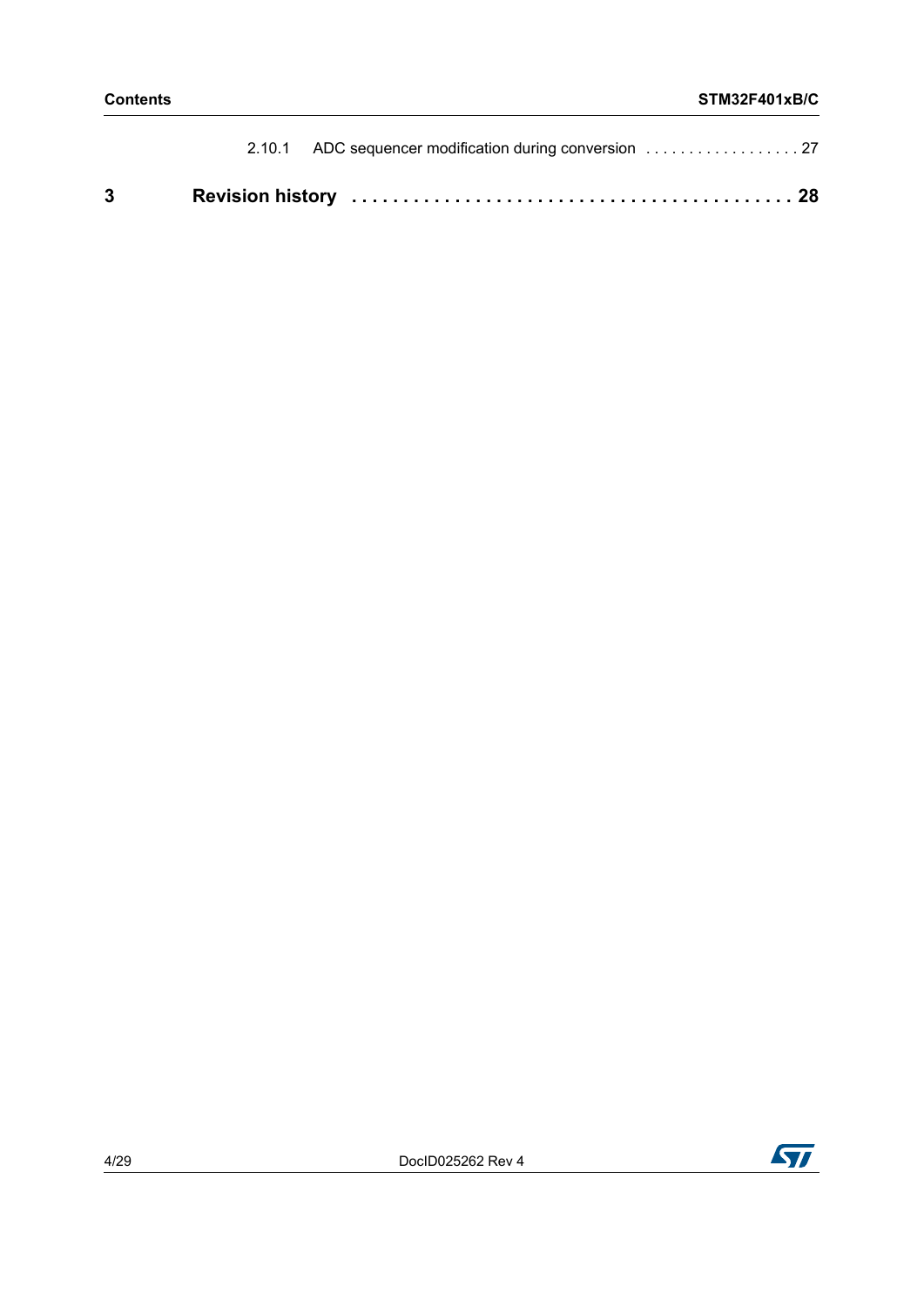2.10.1 ADC sequencer modification during conversion . . . . . . . . . . . . . . . . . . 27

**3 Revision history . . . . . . . . . . . . . . . . . . . . . . . . . . . . . . . . . . . . . . . . . . 28**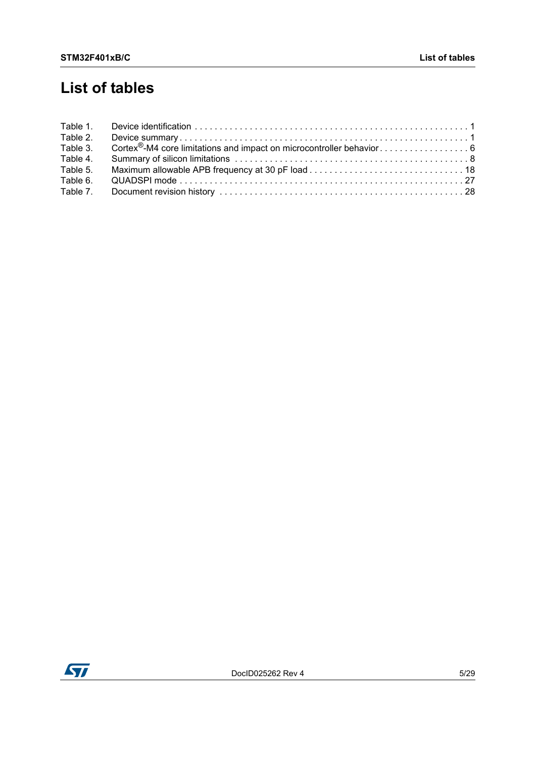# List of tables

Table 1. Device identification . . . . . . . . . . . . . . . . . . . . . . . . . . . . . . . . . . . . . . . . . . . . . . . . . . . . . . 1
Table 2. Device summary . . . . . . . . . . . . . . . . . . . . . . . . . . . . . . . . . . . . . . . . . . . . . . . . . . . . . . . . . . 1
Table 3. Cortex®-M4 core limitations and impact on microcontroller behavior . . . . . . . . . . . . . . . . . . 6
Table 4. Summary of silicon limitations . . . . . . . . . . . . . . . . . . . . . . . . . . . . . . . . . . . . . . . . . . . . . . . 8
Table 5. Maximum allowable APB frequency at 30 pF load . . . . . . . . . . . . . . . . . . . . . . . . . . . . . . . 18
Table 6. QUADSPI mode . . . . . . . . . . . . . . . . . . . . . . . . . . . . . . . . . . . . . . . . . . . . . . . . . . . . . . . . . 27
Table 7. Document revision history . . . . . . . . . . . . . . . . . . . . . . . . . . . . . . . . . . . . . . . . . . . . . . . . 28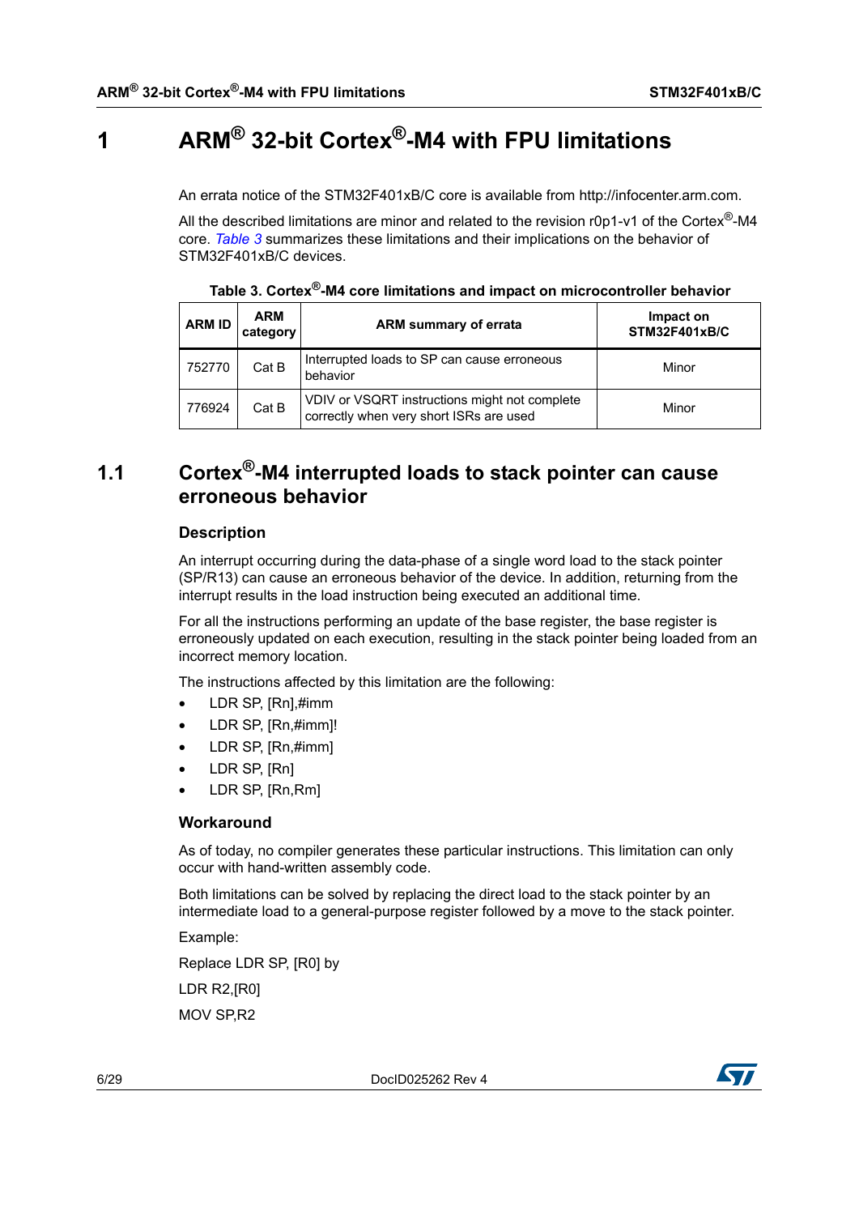# 1 ARM® 32-bit Cortex®-M4 with FPU limitations

An errata notice of the STM32F401xB/C core is available from http://infocenter.arm.com.

All the described limitations are minor and related to the revision r0p1-v1 of the Cortex®-M4 core. *Table 3* summarizes these limitations and their implications on the behavior of STM32F401xB/C devices.

**Table 3. Cortex®-M4 core limitations and impact on microcontroller behavior**

| ARM ID | ARM category | ARM summary of errata | Impact on STM32F401xB/C |
|---|---|---|---|
| 752770 | Cat B | Interrupted loads to SP can cause erroneous behavior | Minor |
| 776924 | Cat B | VDIV or VSQRT instructions might not complete correctly when very short ISRs are used | Minor |

## 1.1 Cortex®-M4 interrupted loads to stack pointer can cause erroneous behavior

### Description

An interrupt occurring during the data-phase of a single word load to the stack pointer (SP/R13) can cause an erroneous behavior of the device. In addition, returning from the interrupt results in the load instruction being executed an additional time.

For all the instructions performing an update of the base register, the base register is erroneously updated on each execution, resulting in the stack pointer being loaded from an incorrect memory location.

The instructions affected by this limitation are the following:

- LDR SP, [Rn],#imm
- LDR SP, [Rn,#imm]!
- LDR SP, [Rn,#imm]
- LDR SP, [Rn]
- LDR SP, [Rn,Rm]

### Workaround

As of today, no compiler generates these particular instructions. This limitation can only occur with hand-written assembly code.

Both limitations can be solved by replacing the direct load to the stack pointer by an intermediate load to a general-purpose register followed by a move to the stack pointer.

Example:

Replace LDR SP, [R0] by

LDR R2,[R0]

MOV SP,R2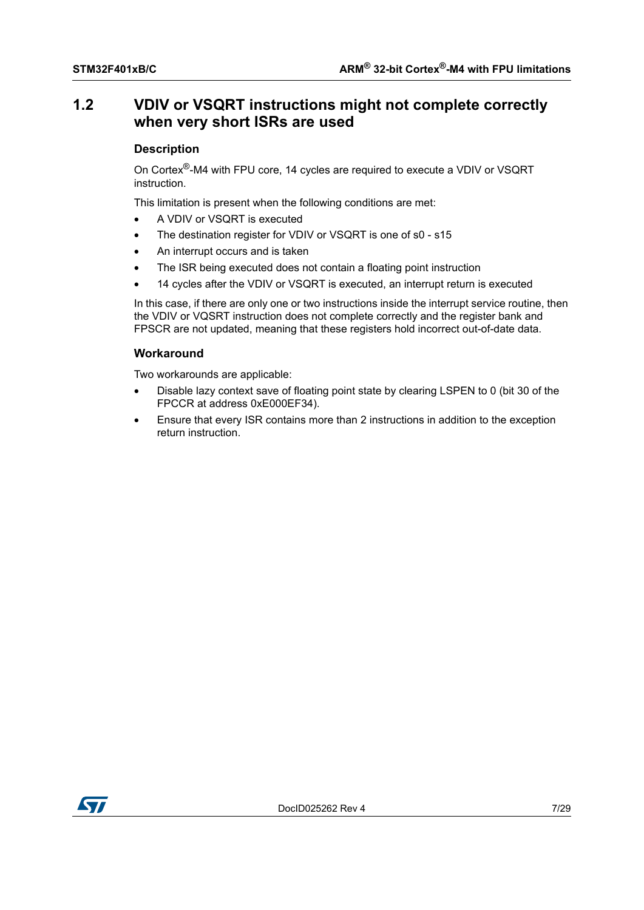## 1.2 VDIV or VSQRT instructions might not complete correctly when very short ISRs are used

### Description

On Cortex®-M4 with FPU core, 14 cycles are required to execute a VDIV or VSQRT instruction.

This limitation is present when the following conditions are met:

- A VDIV or VSQRT is executed
- The destination register for VDIV or VSQRT is one of s0 - s15
- An interrupt occurs and is taken
- The ISR being executed does not contain a floating point instruction
- 14 cycles after the VDIV or VSQRT is executed, an interrupt return is executed

In this case, if there are only one or two instructions inside the interrupt service routine, then the VDIV or VQSRT instruction does not complete correctly and the register bank and FPSCR are not updated, meaning that these registers hold incorrect out-of-date data.

### Workaround

Two workarounds are applicable:

- Disable lazy context save of floating point state by clearing LSPEN to 0 (bit 30 of the FPCCR at address 0xE000EF34).
- Ensure that every ISR contains more than 2 instructions in addition to the exception return instruction.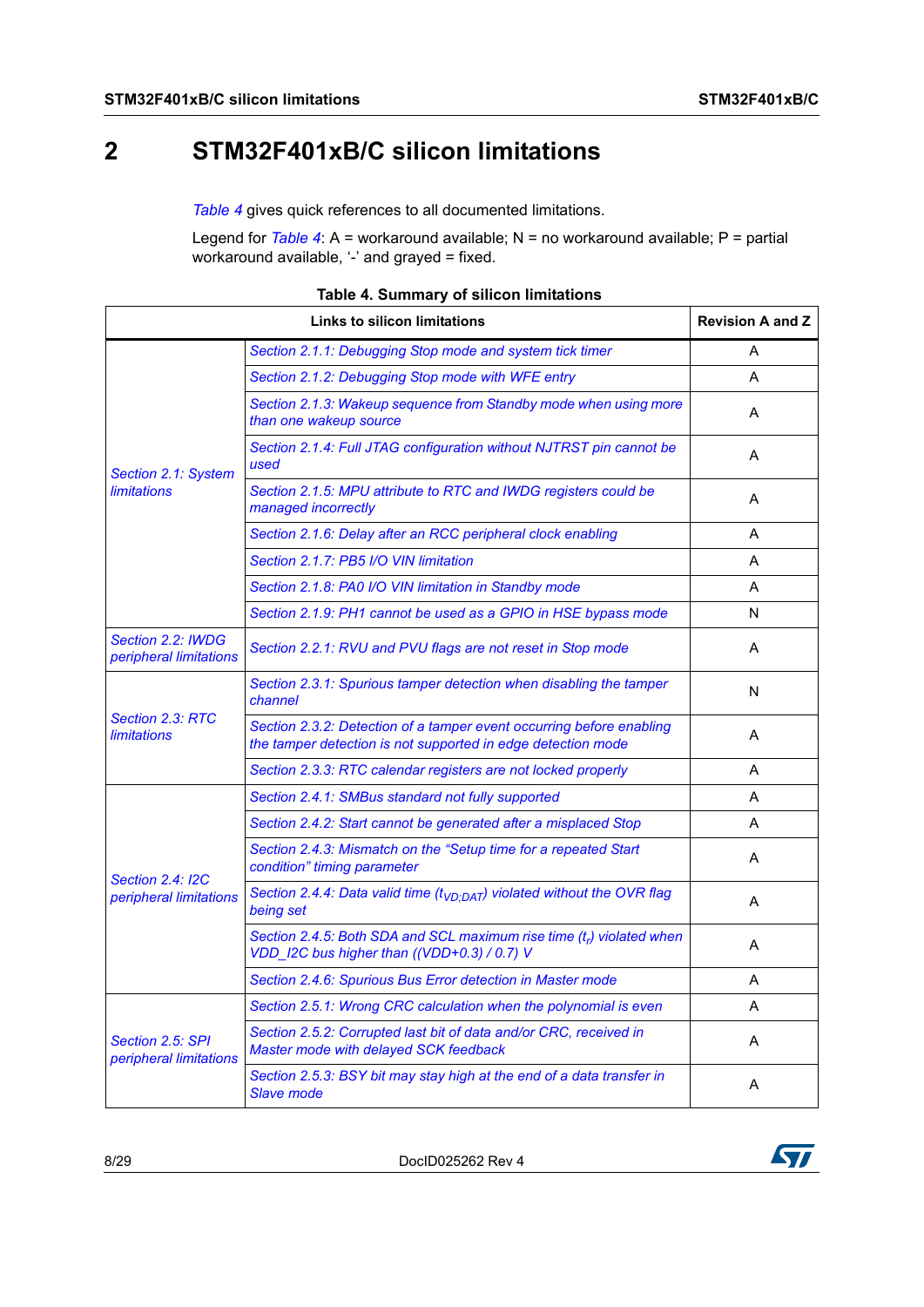# 2 STM32F401xB/C silicon limitations

*Table 4* gives quick references to all documented limitations.

Legend for *Table 4*: A = workaround available; N = no workaround available; P = partial workaround available, '-' and grayed = fixed.

**Table 4. Summary of silicon limitations**

| Links to silicon limitations | | Revision A and Z |
|---|---|---|
| *Section 2.1: System limitations* | *Section 2.1.1: Debugging Stop mode and system tick timer* | A |
| | *Section 2.1.2: Debugging Stop mode with WFE entry* | A |
| | *Section 2.1.3: Wakeup sequence from Standby mode when using more than one wakeup source* | A |
| | *Section 2.1.4: Full JTAG configuration without NJTRST pin cannot be used* | A |
| | *Section 2.1.5: MPU attribute to RTC and IWDG registers could be managed incorrectly* | A |
| | *Section 2.1.6: Delay after an RCC peripheral clock enabling* | A |
| | *Section 2.1.7: PB5 I/O VIN limitation* | A |
| | *Section 2.1.8: PA0 I/O VIN limitation in Standby mode* | A |
| | *Section 2.1.9: PH1 cannot be used as a GPIO in HSE bypass mode* | N |
| *Section 2.2: IWDG peripheral limitations* | *Section 2.2.1: RVU and PVU flags are not reset in Stop mode* | A |
| *Section 2.3: RTC limitations* | *Section 2.3.1: Spurious tamper detection when disabling the tamper channel* | N |
| | *Section 2.3.2: Detection of a tamper event occurring before enabling the tamper detection is not supported in edge detection mode* | A |
| | *Section 2.3.3: RTC calendar registers are not locked properly* | A |
| *Section 2.4: I2C peripheral limitations* | *Section 2.4.1: SMBus standard not fully supported* | A |
| | *Section 2.4.2: Start cannot be generated after a misplaced Stop* | A |
| | *Section 2.4.3: Mismatch on the "Setup time for a repeated Start condition" timing parameter* | A |
| | *Section 2.4.4: Data valid time ($t_{VD;DAT}$) violated without the OVR flag being set* | A |
| | *Section 2.4.5: Both SDA and SCL maximum rise time ($t_r$) violated when VDD_I2C bus higher than ((VDD+0.3) / 0.7) V* | A |
| | *Section 2.4.6: Spurious Bus Error detection in Master mode* | A |
| *Section 2.5: SPI peripheral limitations* | *Section 2.5.1: Wrong CRC calculation when the polynomial is even* | A |
| | *Section 2.5.2: Corrupted last bit of data and/or CRC, received in Master mode with delayed SCK feedback* | A |
| | *Section 2.5.3: BSY bit may stay high at the end of a data transfer in Slave mode* | A |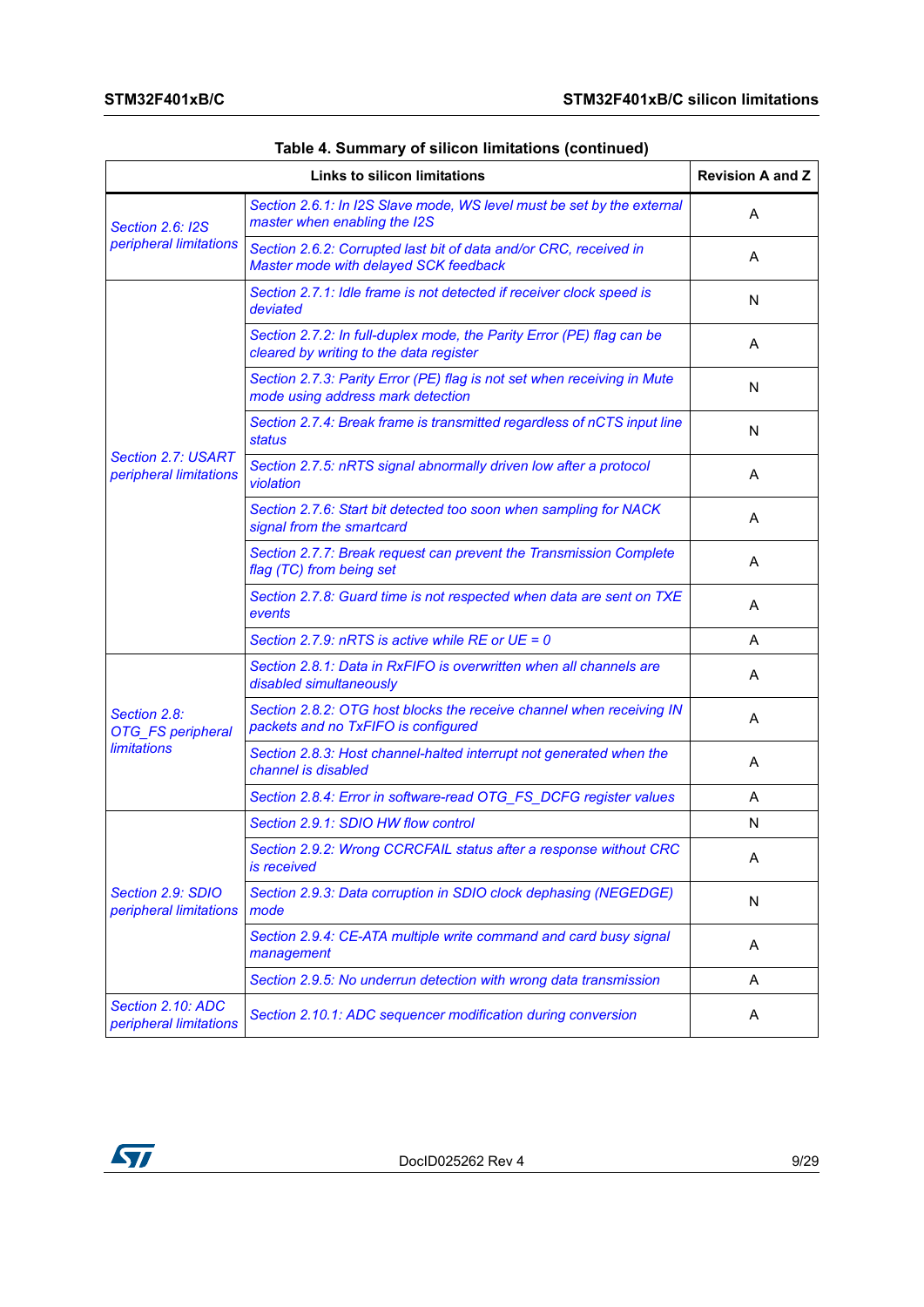Table 4. Summary of silicon limitations (continued)

| Links to silicon limitations | | Revision A and Z |
|---|---|---|
| Section 2.6: I2S peripheral limitations | Section 2.6.1: In I2S Slave mode, WS level must be set by the external master when enabling the I2S | A |
| | Section 2.6.2: Corrupted last bit of data and/or CRC, received in Master mode with delayed SCK feedback | A |
| Section 2.7: USART peripheral limitations | Section 2.7.1: Idle frame is not detected if receiver clock speed is deviated | N |
| | Section 2.7.2: In full-duplex mode, the Parity Error (PE) flag can be cleared by writing to the data register | A |
| | Section 2.7.3: Parity Error (PE) flag is not set when receiving in Mute mode using address mark detection | N |
| | Section 2.7.4: Break frame is transmitted regardless of nCTS input line status | N |
| | Section 2.7.5: nRTS signal abnormally driven low after a protocol violation | A |
| | Section 2.7.6: Start bit detected too soon when sampling for NACK signal from the smartcard | A |
| | Section 2.7.7: Break request can prevent the Transmission Complete flag (TC) from being set | A |
| | Section 2.7.8: Guard time is not respected when data are sent on TXE events | A |
| | Section 2.7.9: nRTS is active while RE or UE = 0 | A |
| Section 2.8: OTG_FS peripheral limitations | Section 2.8.1: Data in RxFIFO is overwritten when all channels are disabled simultaneously | A |
| | Section 2.8.2: OTG host blocks the receive channel when receiving IN packets and no TxFIFO is configured | A |
| | Section 2.8.3: Host channel-halted interrupt not generated when the channel is disabled | A |
| | Section 2.8.4: Error in software-read OTG_FS_DCFG register values | A |
| Section 2.9: SDIO peripheral limitations | Section 2.9.1: SDIO HW flow control | N |
| | Section 2.9.2: Wrong CCRCFAIL status after a response without CRC is received | A |
| | Section 2.9.3: Data corruption in SDIO clock dephasing (NEGEDGE) mode | N |
| | Section 2.9.4: CE-ATA multiple write command and card busy signal management | A |
| | Section 2.9.5: No underrun detection with wrong data transmission | A |
| Section 2.10: ADC peripheral limitations | Section 2.10.1: ADC sequencer modification during conversion | A |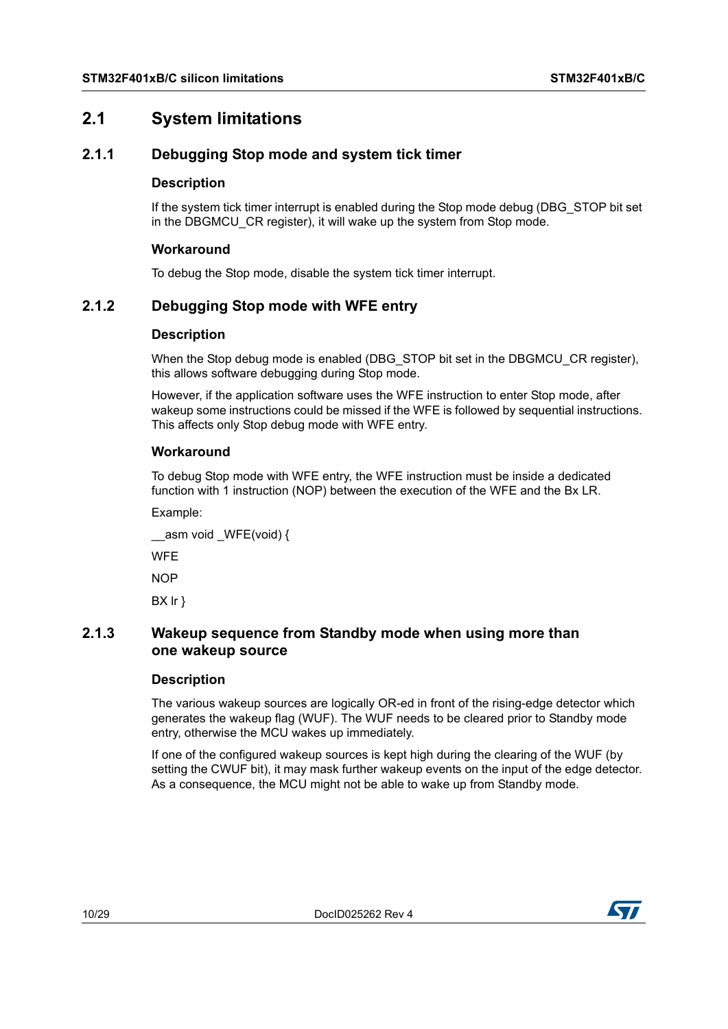## 2.1 System limitations

### 2.1.1 Debugging Stop mode and system tick timer

#### Description

If the system tick timer interrupt is enabled during the Stop mode debug (DBG_STOP bit set in the DBGMCU_CR register), it will wake up the system from Stop mode.

#### Workaround

To debug the Stop mode, disable the system tick timer interrupt.

### 2.1.2 Debugging Stop mode with WFE entry

#### Description

When the Stop debug mode is enabled (DBG_STOP bit set in the DBGMCU_CR register), this allows software debugging during Stop mode.

However, if the application software uses the WFE instruction to enter Stop mode, after wakeup some instructions could be missed if the WFE is followed by sequential instructions. This affects only Stop debug mode with WFE entry.

#### Workaround

To debug Stop mode with WFE entry, the WFE instruction must be inside a dedicated function with 1 instruction (NOP) between the execution of the WFE and the Bx LR.

Example:

```
__asm void _WFE(void) {
WFE
NOP
BX lr }
```

### 2.1.3 Wakeup sequence from Standby mode when using more than one wakeup source

#### Description

The various wakeup sources are logically OR-ed in front of the rising-edge detector which generates the wakeup flag (WUF). The WUF needs to be cleared prior to Standby mode entry, otherwise the MCU wakes up immediately.

If one of the configured wakeup sources is kept high during the clearing of the WUF (by setting the CWUF bit), it may mask further wakeup events on the input of the edge detector. As a consequence, the MCU might not be able to wake up from Standby mode.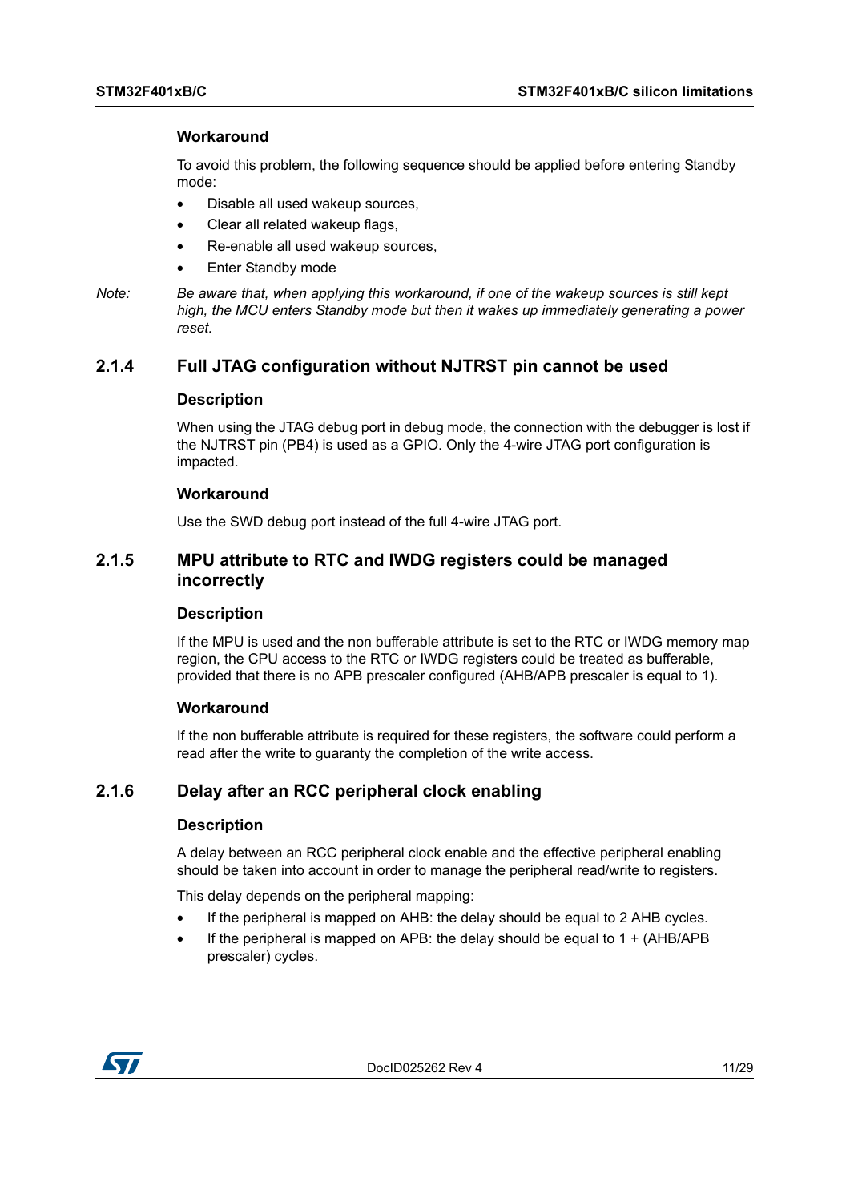#### Workaround

To avoid this problem, the following sequence should be applied before entering Standby mode:

- Disable all used wakeup sources,
- Clear all related wakeup flags,
- Re-enable all used wakeup sources,
- Enter Standby mode

*Note: Be aware that, when applying this workaround, if one of the wakeup sources is still kept high, the MCU enters Standby mode but then it wakes up immediately generating a power reset.*

### 2.1.4 Full JTAG configuration without NJTRST pin cannot be used

#### Description

When using the JTAG debug port in debug mode, the connection with the debugger is lost if the NJTRST pin (PB4) is used as a GPIO. Only the 4-wire JTAG port configuration is impacted.

#### Workaround

Use the SWD debug port instead of the full 4-wire JTAG port.

### 2.1.5 MPU attribute to RTC and IWDG registers could be managed incorrectly

#### Description

If the MPU is used and the non bufferable attribute is set to the RTC or IWDG memory map region, the CPU access to the RTC or IWDG registers could be treated as bufferable, provided that there is no APB prescaler configured (AHB/APB prescaler is equal to 1).

#### Workaround

If the non bufferable attribute is required for these registers, the software could perform a read after the write to guaranty the completion of the write access.

### 2.1.6 Delay after an RCC peripheral clock enabling

#### Description

A delay between an RCC peripheral clock enable and the effective peripheral enabling should be taken into account in order to manage the peripheral read/write to registers.

This delay depends on the peripheral mapping:

- If the peripheral is mapped on AHB: the delay should be equal to 2 AHB cycles.
- If the peripheral is mapped on APB: the delay should be equal to 1 + (AHB/APB prescaler) cycles.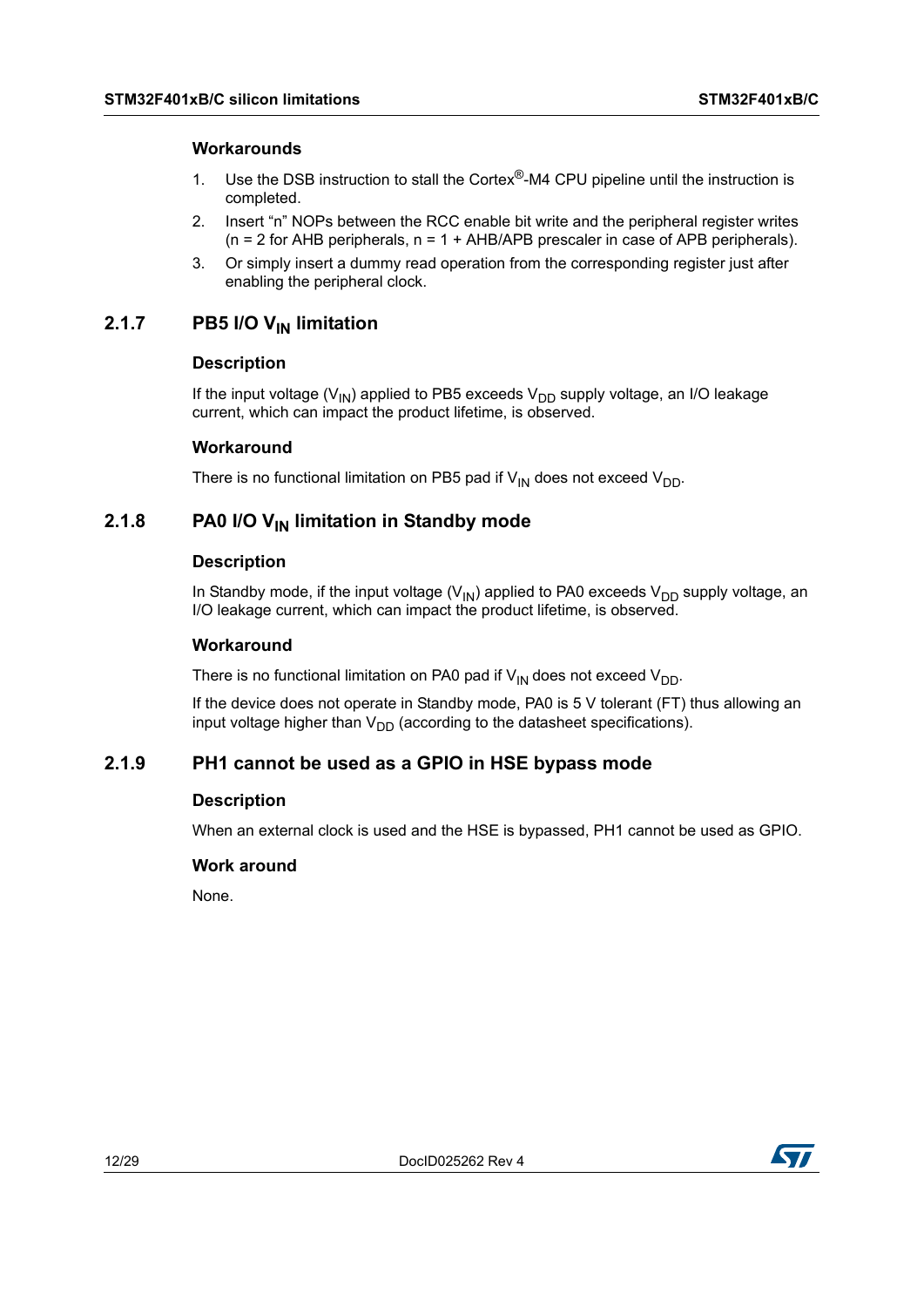#### Workarounds

1. Use the DSB instruction to stall the Cortex®-M4 CPU pipeline until the instruction is completed.
2. Insert “n” NOPs between the RCC enable bit write and the peripheral register writes (n = 2 for AHB peripherals, n = 1 + AHB/APB prescaler in case of APB peripherals).
3. Or simply insert a dummy read operation from the corresponding register just after enabling the peripheral clock.

### 2.1.7 PB5 I/O $V_{IN}$ limitation

#### Description

If the input voltage ($V_{IN}$) applied to PB5 exceeds $V_{DD}$ supply voltage, an I/O leakage current, which can impact the product lifetime, is observed.

#### Workaround

There is no functional limitation on PB5 pad if $V_{IN}$ does not exceed $V_{DD}$.

### 2.1.8 PA0 I/O $V_{IN}$ limitation in Standby mode

#### Description

In Standby mode, if the input voltage ($V_{IN}$) applied to PA0 exceeds $V_{DD}$ supply voltage, an I/O leakage current, which can impact the product lifetime, is observed.

#### Workaround

There is no functional limitation on PA0 pad if $V_{IN}$ does not exceed $V_{DD}$.

If the device does not operate in Standby mode, PA0 is 5 V tolerant (FT) thus allowing an input voltage higher than $V_{DD}$ (according to the datasheet specifications).

### 2.1.9 PH1 cannot be used as a GPIO in HSE bypass mode

#### Description

When an external clock is used and the HSE is bypassed, PH1 cannot be used as GPIO.

#### Work around

None.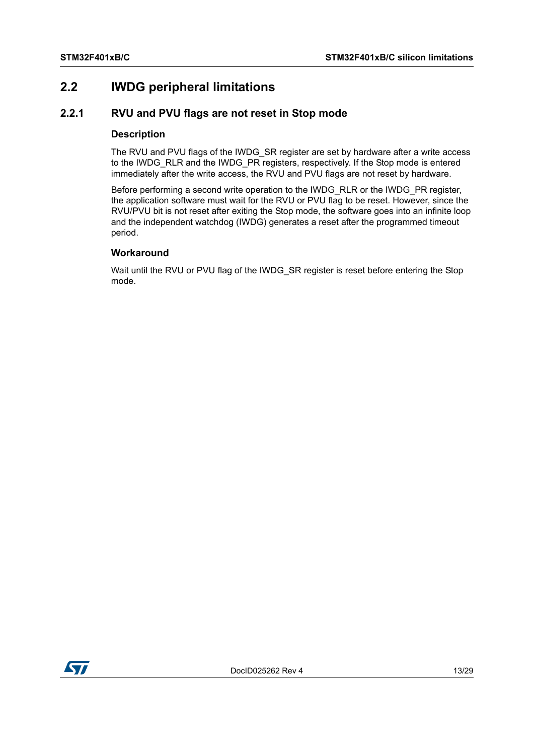## 2.2 IWDG peripheral limitations

### 2.2.1 RVU and PVU flags are not reset in Stop mode

#### Description

The RVU and PVU flags of the IWDG_SR register are set by hardware after a write access to the IWDG_RLR and the IWDG_PR registers, respectively. If the Stop mode is entered immediately after the write access, the RVU and PVU flags are not reset by hardware.

Before performing a second write operation to the IWDG_RLR or the IWDG_PR register, the application software must wait for the RVU or PVU flag to be reset. However, since the RVU/PVU bit is not reset after exiting the Stop mode, the software goes into an infinite loop and the independent watchdog (IWDG) generates a reset after the programmed timeout period.

#### Workaround

Wait until the RVU or PVU flag of the IWDG_SR register is reset before entering the Stop mode.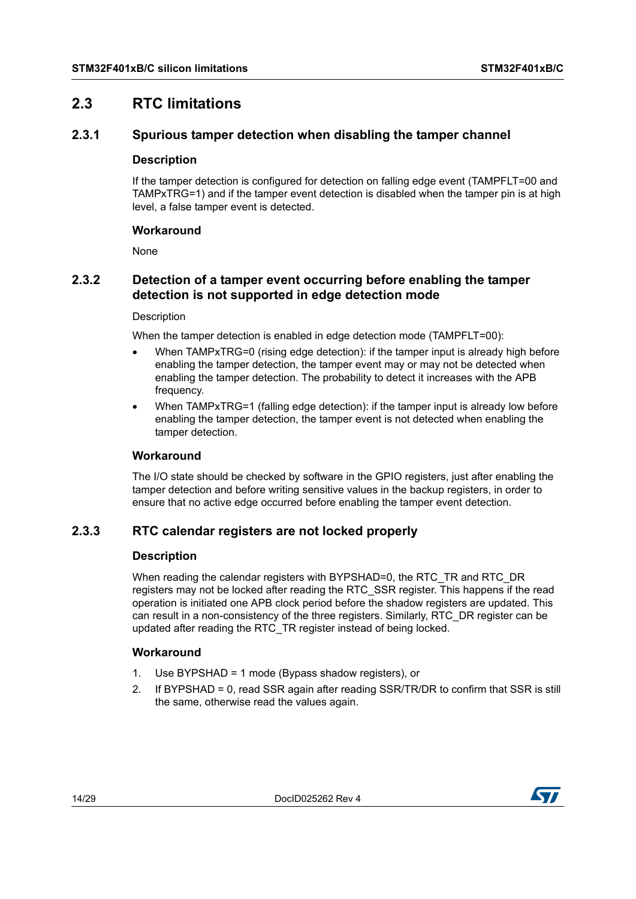## 2.3 RTC limitations

### 2.3.1 Spurious tamper detection when disabling the tamper channel

#### Description

If the tamper detection is configured for detection on falling edge event (TAMPFLT=00 and TAMPxTRG=1) and if the tamper event detection is disabled when the tamper pin is at high level, a false tamper event is detected.

#### Workaround

None

### 2.3.2 Detection of a tamper event occurring before enabling the tamper detection is not supported in edge detection mode

Description

When the tamper detection is enabled in edge detection mode (TAMPFLT=00):

- When TAMPxTRG=0 (rising edge detection): if the tamper input is already high before enabling the tamper detection, the tamper event may or may not be detected when enabling the tamper detection. The probability to detect it increases with the APB frequency.
- When TAMPxTRG=1 (falling edge detection): if the tamper input is already low before enabling the tamper detection, the tamper event is not detected when enabling the tamper detection.

#### Workaround

The I/O state should be checked by software in the GPIO registers, just after enabling the tamper detection and before writing sensitive values in the backup registers, in order to ensure that no active edge occurred before enabling the tamper event detection.

### 2.3.3 RTC calendar registers are not locked properly

#### Description

When reading the calendar registers with BYPSHAD=0, the RTC_TR and RTC_DR registers may not be locked after reading the RTC_SSR register. This happens if the read operation is initiated one APB clock period before the shadow registers are updated. This can result in a non-consistency of the three registers. Similarly, RTC_DR register can be updated after reading the RTC_TR register instead of being locked.

#### Workaround

1. Use BYPSHAD = 1 mode (Bypass shadow registers), or
2. If BYPSHAD = 0, read SSR again after reading SSR/TR/DR to confirm that SSR is still the same, otherwise read the values again.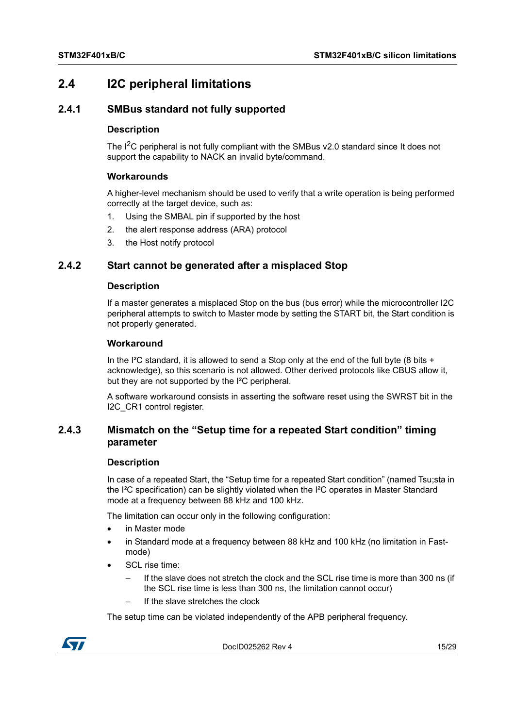## 2.4 I2C peripheral limitations

### 2.4.1 SMBus standard not fully supported

#### Description

The $I^2C$ peripheral is not fully compliant with the SMBus v2.0 standard since It does not support the capability to NACK an invalid byte/command.

#### Workarounds

A higher-level mechanism should be used to verify that a write operation is being performed correctly at the target device, such as:

1. Using the SMBAL pin if supported by the host
2. the alert response address (ARA) protocol
3. the Host notify protocol

### 2.4.2 Start cannot be generated after a misplaced Stop

#### Description

If a master generates a misplaced Stop on the bus (bus error) while the microcontroller I2C peripheral attempts to switch to Master mode by setting the START bit, the Start condition is not properly generated.

#### Workaround

In the I²C standard, it is allowed to send a Stop only at the end of the full byte (8 bits + acknowledge), so this scenario is not allowed. Other derived protocols like CBUS allow it, but they are not supported by the I²C peripheral.

A software workaround consists in asserting the software reset using the SWRST bit in the I2C_CR1 control register.

### 2.4.3 Mismatch on the "Setup time for a repeated Start condition" timing parameter

#### Description

In case of a repeated Start, the "Setup time for a repeated Start condition" (named Tsu;sta in the I²C specification) can be slightly violated when the I²C operates in Master Standard mode at a frequency between 88 kHz and 100 kHz.

The limitation can occur only in the following configuration:

- in Master mode
- in Standard mode at a frequency between 88 kHz and 100 kHz (no limitation in Fast-mode)
- SCL rise time:
  - If the slave does not stretch the clock and the SCL rise time is more than 300 ns (if the SCL rise time is less than 300 ns, the limitation cannot occur)
  - If the slave stretches the clock

The setup time can be violated independently of the APB peripheral frequency.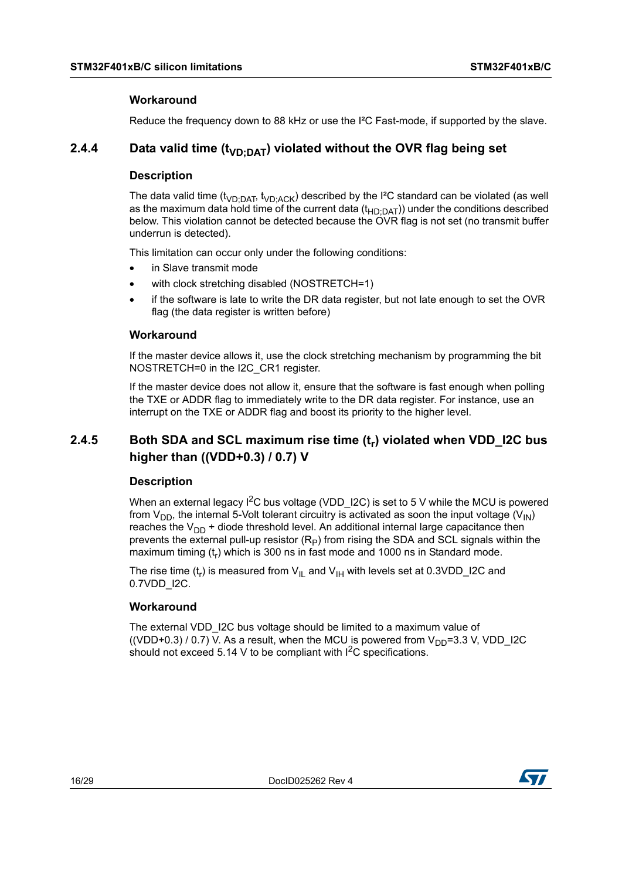#### Workaround

Reduce the frequency down to 88 kHz or use the I²C Fast-mode, if supported by the slave.

### 2.4.4 Data valid time ($t_{VD;DAT}$) violated without the OVR flag being set

#### Description

The data valid time ($t_{VD;DAT}$, $t_{VD;ACK}$) described by the I²C standard can be violated (as well as the maximum data hold time of the current data ($t_{HD;DAT}$)) under the conditions described below. This violation cannot be detected because the OVR flag is not set (no transmit buffer underrun is detected).

This limitation can occur only under the following conditions:

- in Slave transmit mode
- with clock stretching disabled (NOSTRETCH=1)
- if the software is late to write the DR data register, but not late enough to set the OVR flag (the data register is written before)

#### Workaround

If the master device allows it, use the clock stretching mechanism by programming the bit NOSTRETCH=0 in the I2C_CR1 register.

If the master device does not allow it, ensure that the software is fast enough when polling the TXE or ADDR flag to immediately write to the DR data register. For instance, use an interrupt on the TXE or ADDR flag and boost its priority to the higher level.

### 2.4.5 Both SDA and SCL maximum rise time ($t_r$) violated when VDD_I2C bus higher than ((VDD+0.3) / 0.7) V

#### Description

When an external legacy $I^2C$ bus voltage (VDD_I2C) is set to 5 V while the MCU is powered from $V_{DD}$, the internal 5-Volt tolerant circuitry is activated as soon the input voltage ($V_{IN}$) reaches the $V_{DD}$ + diode threshold level. An additional internal large capacitance then prevents the external pull-up resistor ($R_P$) from rising the SDA and SCL signals within the maximum timing ($t_r$) which is 300 ns in fast mode and 1000 ns in Standard mode.

The rise time ($t_r$) is measured from $V_{IL}$ and $V_{IH}$ with levels set at 0.3VDD_I2C and 0.7VDD_I2C.

#### Workaround

The external VDD_I2C bus voltage should be limited to a maximum value of ((VDD+0.3) / 0.7) V. As a result, when the MCU is powered from $V_{DD}$=3.3 V, VDD_I2C should not exceed 5.14 V to be compliant with $I^2C$ specifications.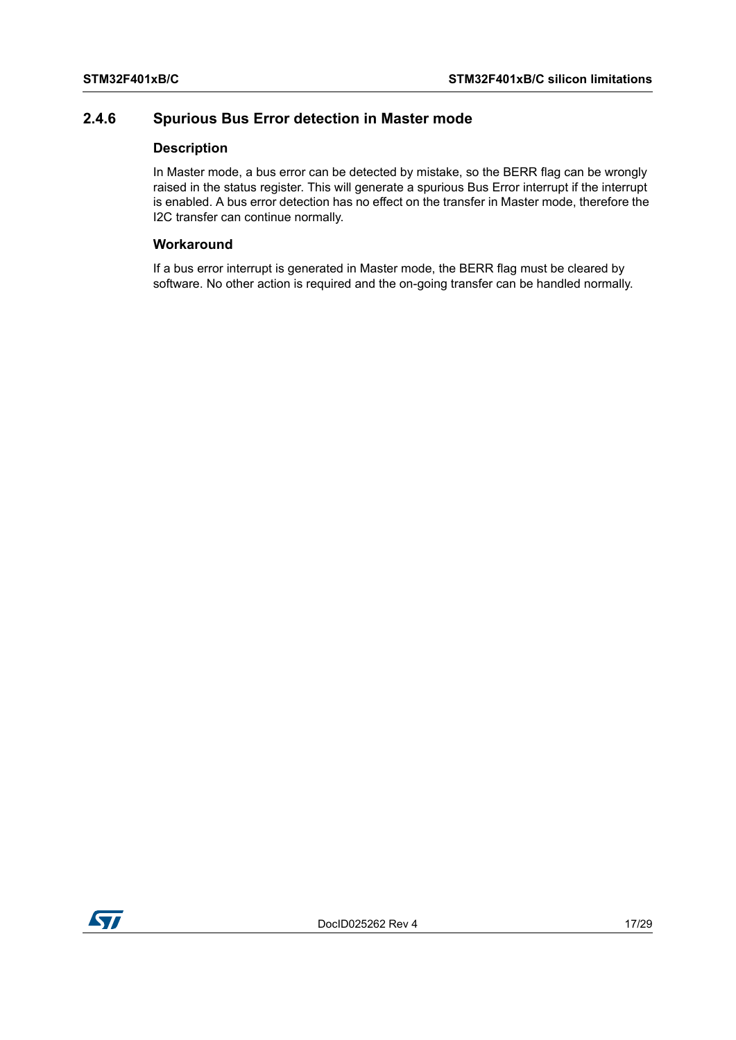### 2.4.6 Spurious Bus Error detection in Master mode

#### Description

In Master mode, a bus error can be detected by mistake, so the BERR flag can be wrongly raised in the status register. This will generate a spurious Bus Error interrupt if the interrupt is enabled. A bus error detection has no effect on the transfer in Master mode, therefore the I2C transfer can continue normally.

#### Workaround

If a bus error interrupt is generated in Master mode, the BERR flag must be cleared by software. No other action is required and the on-going transfer can be handled normally.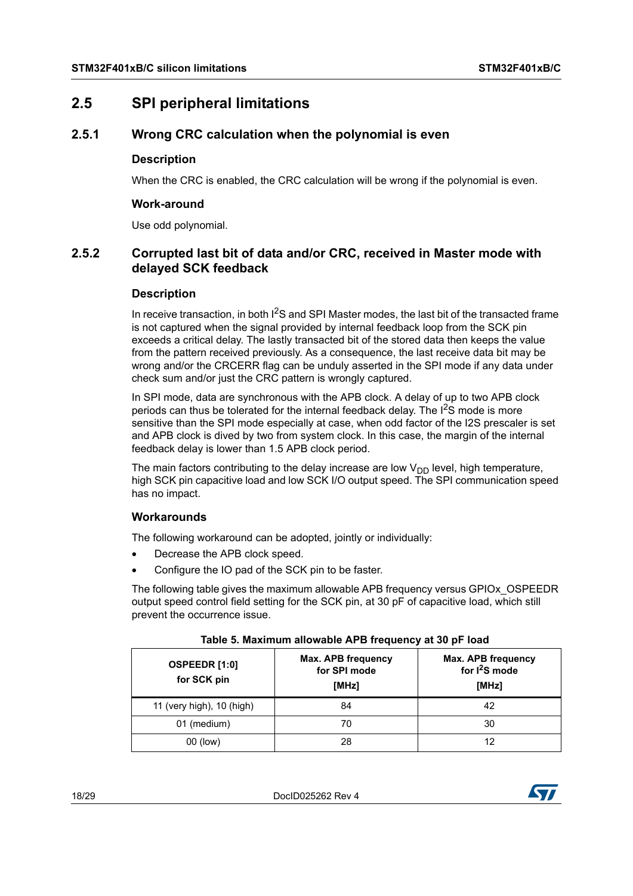## 2.5 SPI peripheral limitations

### 2.5.1 Wrong CRC calculation when the polynomial is even

#### Description

When the CRC is enabled, the CRC calculation will be wrong if the polynomial is even.

#### Work-around

Use odd polynomial.

### 2.5.2 Corrupted last bit of data and/or CRC, received in Master mode with delayed SCK feedback

#### Description

In receive transaction, in both $I^2S$ and SPI Master modes, the last bit of the transacted frame is not captured when the signal provided by internal feedback loop from the SCK pin exceeds a critical delay. The lastly transacted bit of the stored data then keeps the value from the pattern received previously. As a consequence, the last receive data bit may be wrong and/or the CRCERR flag can be unduly asserted in the SPI mode if any data under check sum and/or just the CRC pattern is wrongly captured.

In SPI mode, data are synchronous with the APB clock. A delay of up to two APB clock periods can thus be tolerated for the internal feedback delay. The $I^2S$ mode is more sensitive than the SPI mode especially at case, when odd factor of the I2S prescaler is set and APB clock is dived by two from system clock. In this case, the margin of the internal feedback delay is lower than 1.5 APB clock period.

The main factors contributing to the delay increase are low $V_{DD}$ level, high temperature, high SCK pin capacitive load and low SCK I/O output speed. The SPI communication speed has no impact.

#### Workarounds

The following workaround can be adopted, jointly or individually:

- Decrease the APB clock speed.
- Configure the IO pad of the SCK pin to be faster.

The following table gives the maximum allowable APB frequency versus GPIOx_OSPEEDR output speed control field setting for the SCK pin, at 30 pF of capacitive load, which still prevent the occurrence issue.

**Table 5. Maximum allowable APB frequency at 30 pF load**

| OSPEEDR [1:0] for SCK pin | Max. APB frequency for SPI mode [MHz] | Max. APB frequency for $I^2S$ mode [MHz] |
|---|---|---|
| 11 (very high), 10 (high) | 84 | 42 |
| 01 (medium) | 70 | 30 |
| 00 (low) | 28 | 12 |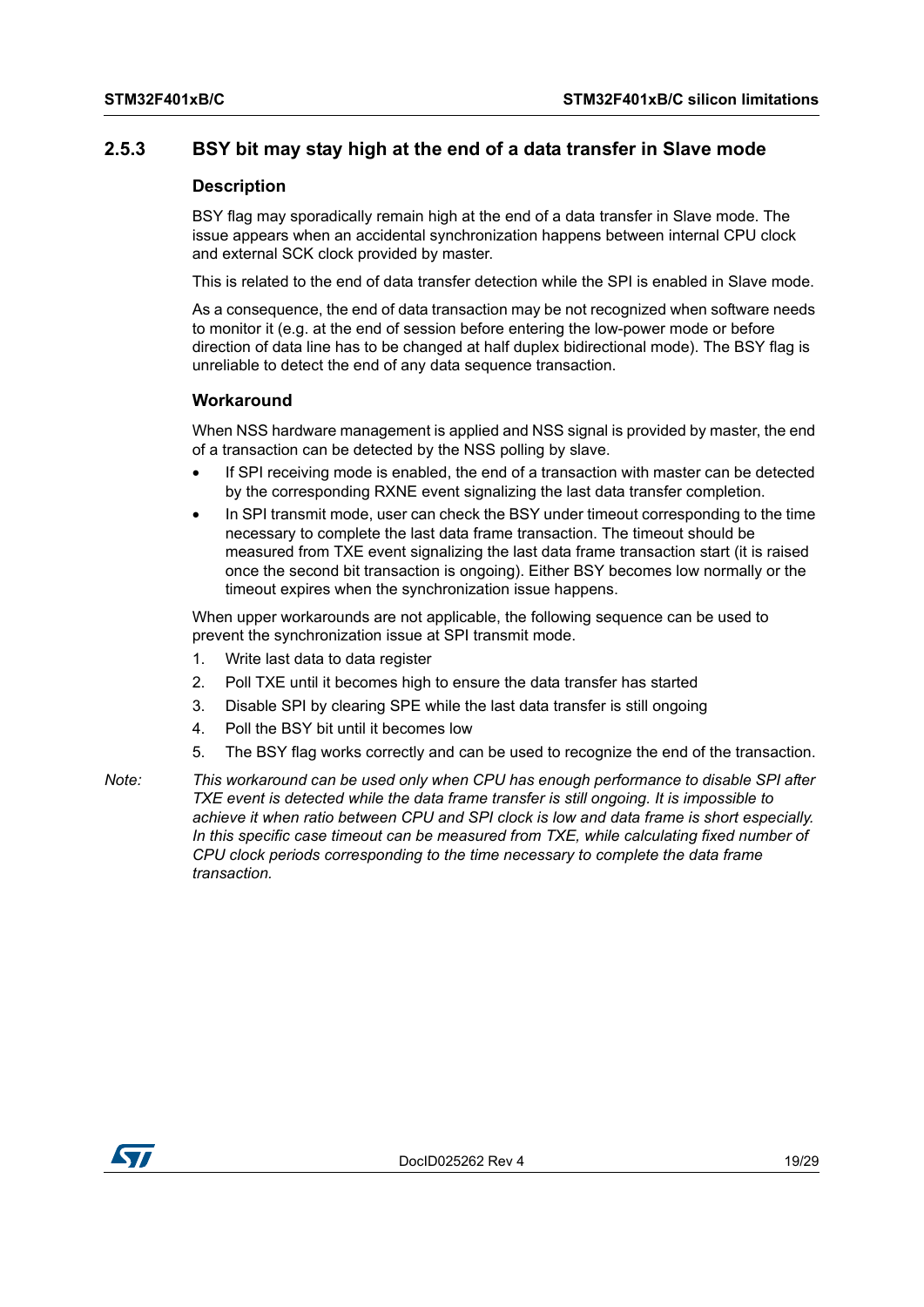### 2.5.3 BSY bit may stay high at the end of a data transfer in Slave mode

#### Description

BSY flag may sporadically remain high at the end of a data transfer in Slave mode. The issue appears when an accidental synchronization happens between internal CPU clock and external SCK clock provided by master.

This is related to the end of data transfer detection while the SPI is enabled in Slave mode.

As a consequence, the end of data transaction may be not recognized when software needs to monitor it (e.g. at the end of session before entering the low-power mode or before direction of data line has to be changed at half duplex bidirectional mode). The BSY flag is unreliable to detect the end of any data sequence transaction.

#### Workaround

When NSS hardware management is applied and NSS signal is provided by master, the end of a transaction can be detected by the NSS polling by slave.

- If SPI receiving mode is enabled, the end of a transaction with master can be detected by the corresponding RXNE event signalizing the last data transfer completion.
- In SPI transmit mode, user can check the BSY under timeout corresponding to the time necessary to complete the last data frame transaction. The timeout should be measured from TXE event signalizing the last data frame transaction start (it is raised once the second bit transaction is ongoing). Either BSY becomes low normally or the timeout expires when the synchronization issue happens.

When upper workarounds are not applicable, the following sequence can be used to prevent the synchronization issue at SPI transmit mode.

1. Write last data to data register
2. Poll TXE until it becomes high to ensure the data transfer has started
3. Disable SPI by clearing SPE while the last data transfer is still ongoing
4. Poll the BSY bit until it becomes low
5. The BSY flag works correctly and can be used to recognize the end of the transaction.

*Note: This workaround can be used only when CPU has enough performance to disable SPI after TXE event is detected while the data frame transfer is still ongoing. It is impossible to achieve it when ratio between CPU and SPI clock is low and data frame is short especially. In this specific case timeout can be measured from TXE, while calculating fixed number of CPU clock periods corresponding to the time necessary to complete the data frame transaction.*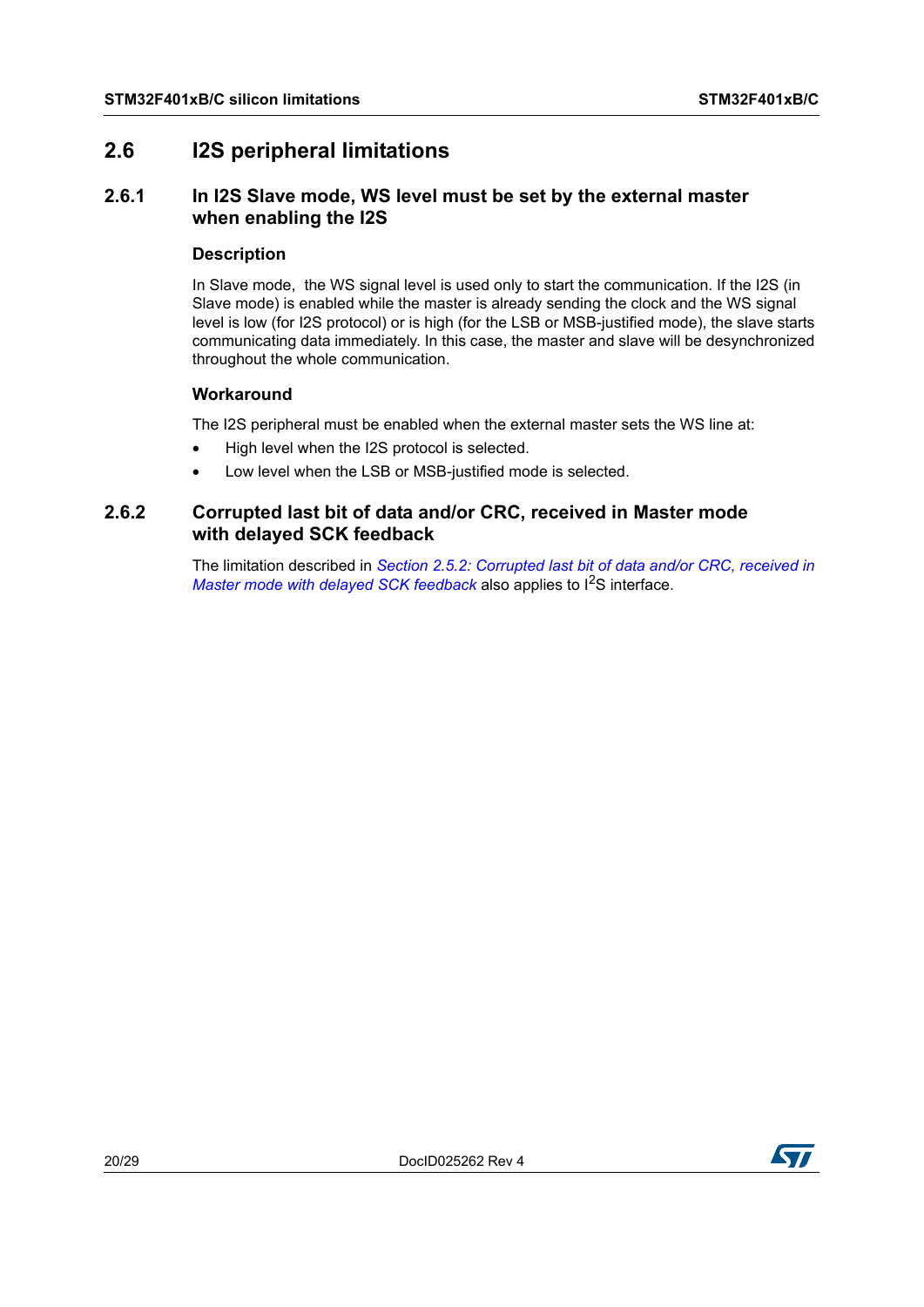## 2.6 I2S peripheral limitations

### 2.6.1 In I2S Slave mode, WS level must be set by the external master when enabling the I2S

#### Description

In Slave mode,  the WS signal level is used only to start the communication. If the I2S (in Slave mode) is enabled while the master is already sending the clock and the WS signal level is low (for I2S protocol) or is high (for the LSB or MSB-justified mode), the slave starts communicating data immediately. In this case, the master and slave will be desynchronized throughout the whole communication.

#### Workaround

The I2S peripheral must be enabled when the external master sets the WS line at:

- High level when the I2S protocol is selected.
- Low level when the LSB or MSB-justified mode is selected.

### 2.6.2 Corrupted last bit of data and/or CRC, received in Master mode with delayed SCK feedback

The limitation described in *Section 2.5.2: Corrupted last bit of data and/or CRC, received in Master mode with delayed SCK feedback* also applies to $I^2S$ interface.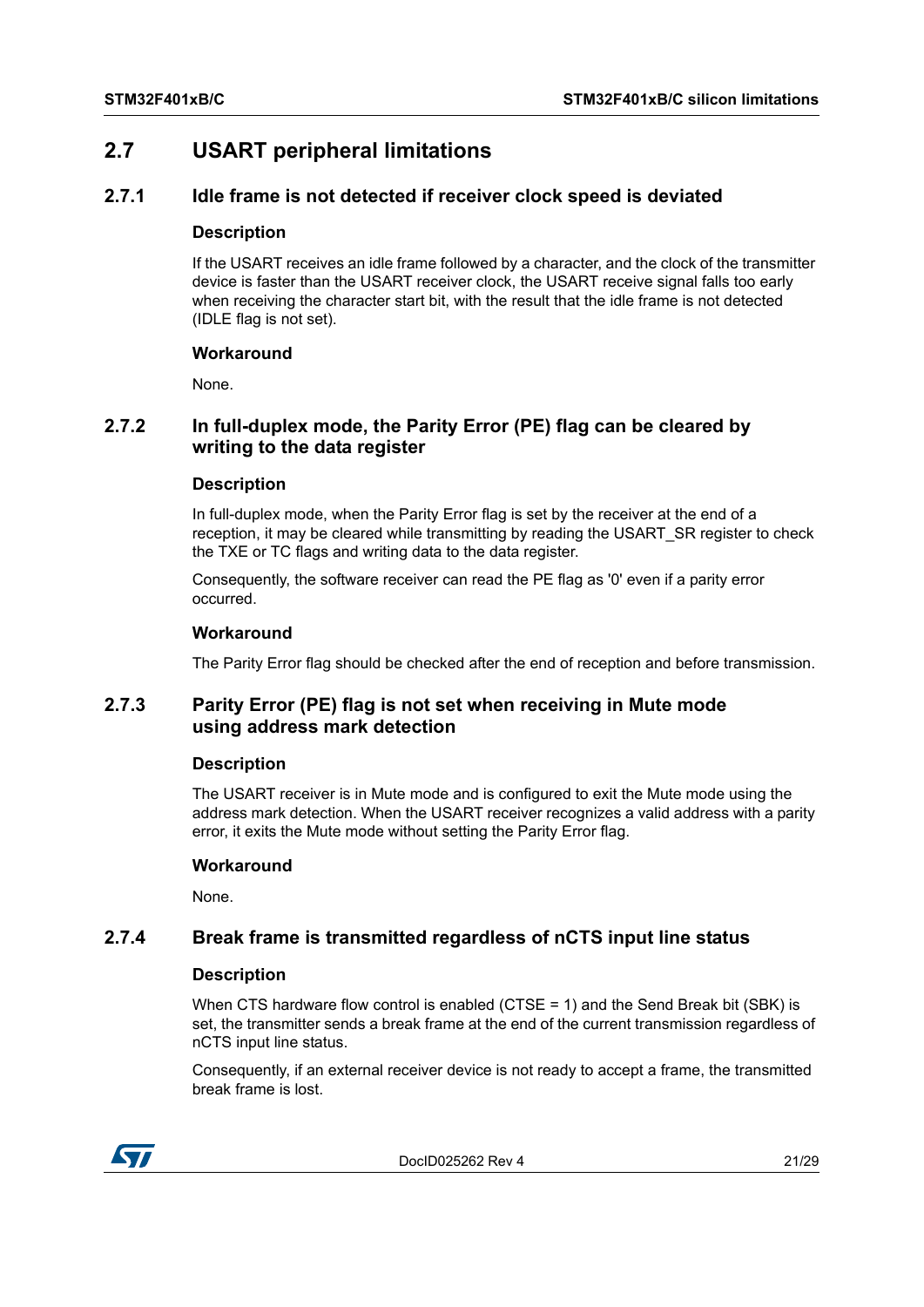## 2.7 USART peripheral limitations

### 2.7.1 Idle frame is not detected if receiver clock speed is deviated

#### Description

If the USART receives an idle frame followed by a character, and the clock of the transmitter device is faster than the USART receiver clock, the USART receive signal falls too early when receiving the character start bit, with the result that the idle frame is not detected (IDLE flag is not set).

#### Workaround

None.

### 2.7.2 In full-duplex mode, the Parity Error (PE) flag can be cleared by writing to the data register

#### Description

In full-duplex mode, when the Parity Error flag is set by the receiver at the end of a reception, it may be cleared while transmitting by reading the USART_SR register to check the TXE or TC flags and writing data to the data register.

Consequently, the software receiver can read the PE flag as '0' even if a parity error occurred.

#### Workaround

The Parity Error flag should be checked after the end of reception and before transmission.

### 2.7.3 Parity Error (PE) flag is not set when receiving in Mute mode using address mark detection

#### Description

The USART receiver is in Mute mode and is configured to exit the Mute mode using the address mark detection. When the USART receiver recognizes a valid address with a parity error, it exits the Mute mode without setting the Parity Error flag.

#### Workaround

None.

### 2.7.4 Break frame is transmitted regardless of nCTS input line status

#### Description

When CTS hardware flow control is enabled (CTSE = 1) and the Send Break bit (SBK) is set, the transmitter sends a break frame at the end of the current transmission regardless of nCTS input line status.

Consequently, if an external receiver device is not ready to accept a frame, the transmitted break frame is lost.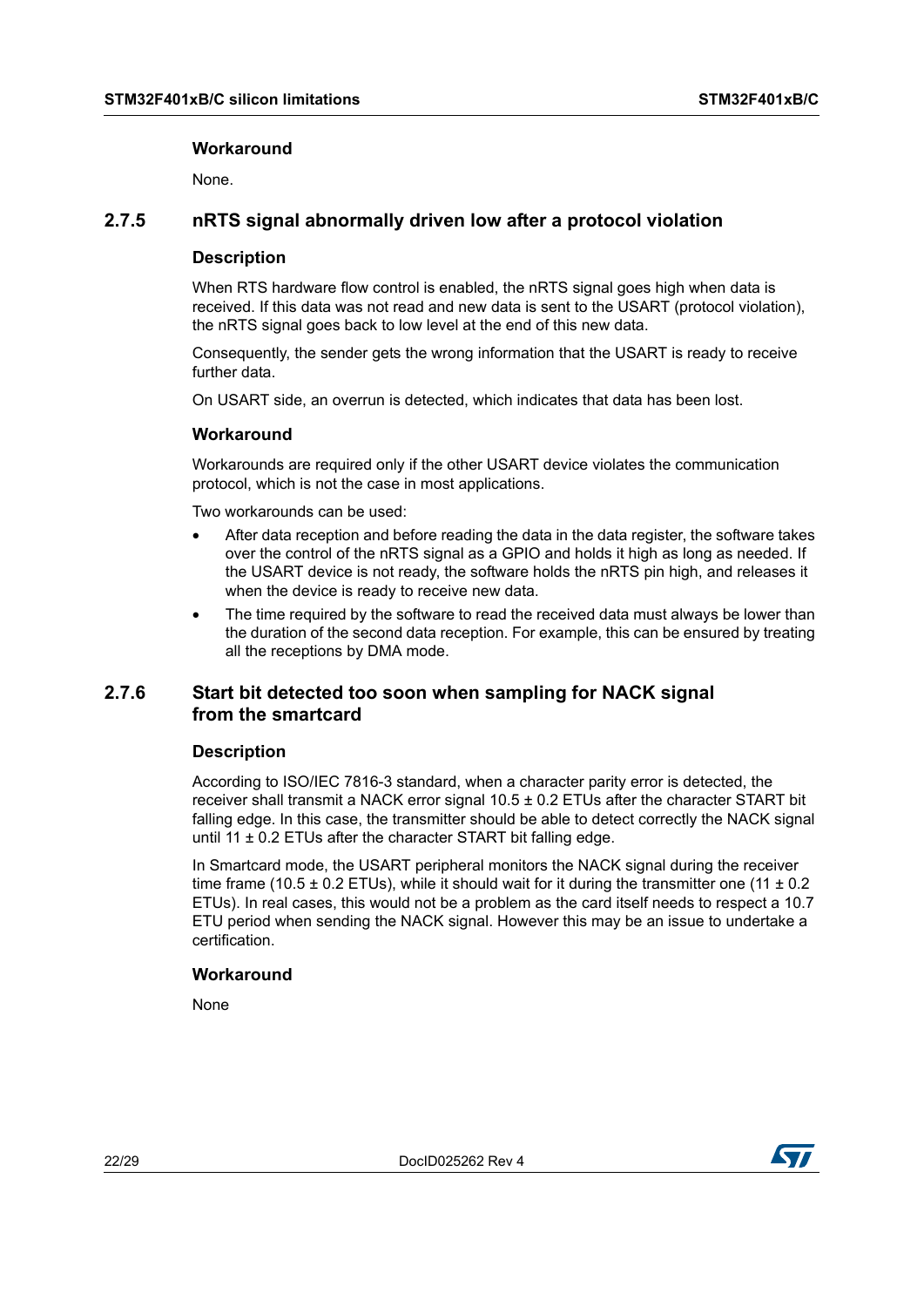#### Workaround

None.

### 2.7.5 nRTS signal abnormally driven low after a protocol violation

#### Description

When RTS hardware flow control is enabled, the nRTS signal goes high when data is received. If this data was not read and new data is sent to the USART (protocol violation), the nRTS signal goes back to low level at the end of this new data.

Consequently, the sender gets the wrong information that the USART is ready to receive further data.

On USART side, an overrun is detected, which indicates that data has been lost.

#### Workaround

Workarounds are required only if the other USART device violates the communication protocol, which is not the case in most applications.

Two workarounds can be used:

- After data reception and before reading the data in the data register, the software takes over the control of the nRTS signal as a GPIO and holds it high as long as needed. If the USART device is not ready, the software holds the nRTS pin high, and releases it when the device is ready to receive new data.
- The time required by the software to read the received data must always be lower than the duration of the second data reception. For example, this can be ensured by treating all the receptions by DMA mode.

### 2.7.6 Start bit detected too soon when sampling for NACK signal from the smartcard

#### Description

According to ISO/IEC 7816-3 standard, when a character parity error is detected, the receiver shall transmit a NACK error signal 10.5 ± 0.2 ETUs after the character START bit falling edge. In this case, the transmitter should be able to detect correctly the NACK signal until 11 ± 0.2 ETUs after the character START bit falling edge.

In Smartcard mode, the USART peripheral monitors the NACK signal during the receiver time frame (10.5 ± 0.2 ETUs), while it should wait for it during the transmitter one (11 ± 0.2 ETUs). In real cases, this would not be a problem as the card itself needs to respect a 10.7 ETU period when sending the NACK signal. However this may be an issue to undertake a certification.

#### Workaround

None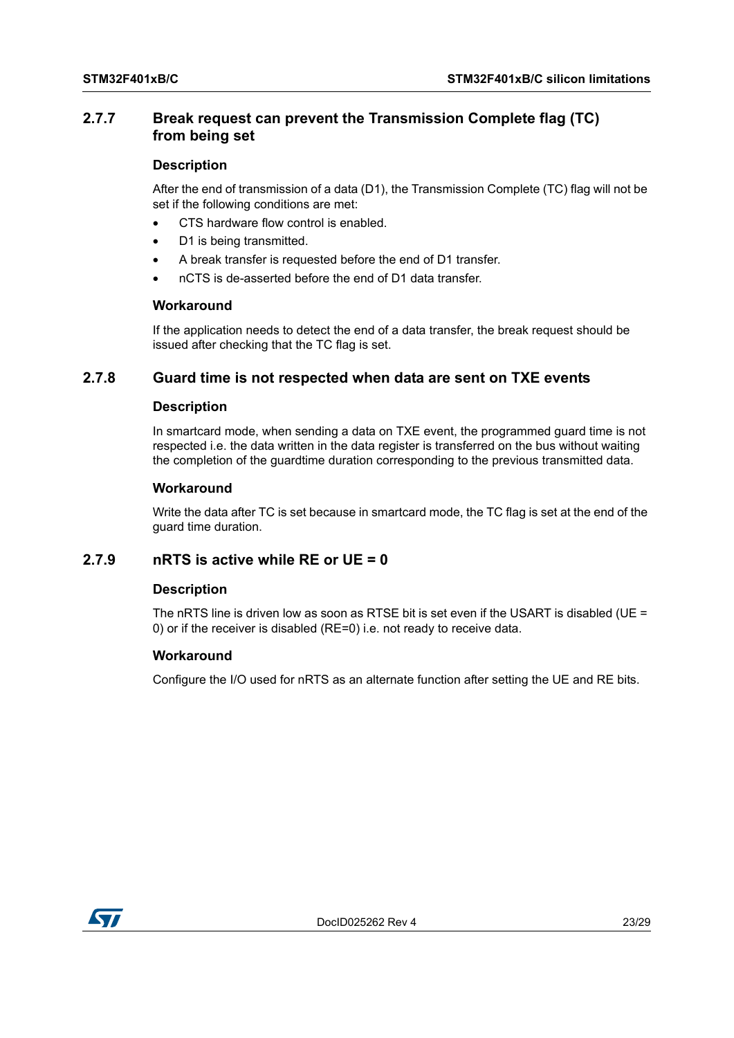### 2.7.7 Break request can prevent the Transmission Complete flag (TC) from being set

#### Description

After the end of transmission of a data (D1), the Transmission Complete (TC) flag will not be set if the following conditions are met:

- CTS hardware flow control is enabled.
- D1 is being transmitted.
- A break transfer is requested before the end of D1 transfer.
- nCTS is de-asserted before the end of D1 data transfer.

#### Workaround

If the application needs to detect the end of a data transfer, the break request should be issued after checking that the TC flag is set.

### 2.7.8 Guard time is not respected when data are sent on TXE events

#### Description

In smartcard mode, when sending a data on TXE event, the programmed guard time is not respected i.e. the data written in the data register is transferred on the bus without waiting the completion of the guardtime duration corresponding to the previous transmitted data.

#### Workaround

Write the data after TC is set because in smartcard mode, the TC flag is set at the end of the guard time duration.

### 2.7.9 nRTS is active while RE or UE = 0

#### Description

The nRTS line is driven low as soon as RTSE bit is set even if the USART is disabled (UE = 0) or if the receiver is disabled (RE=0) i.e. not ready to receive data.

#### Workaround

Configure the I/O used for nRTS as an alternate function after setting the UE and RE bits.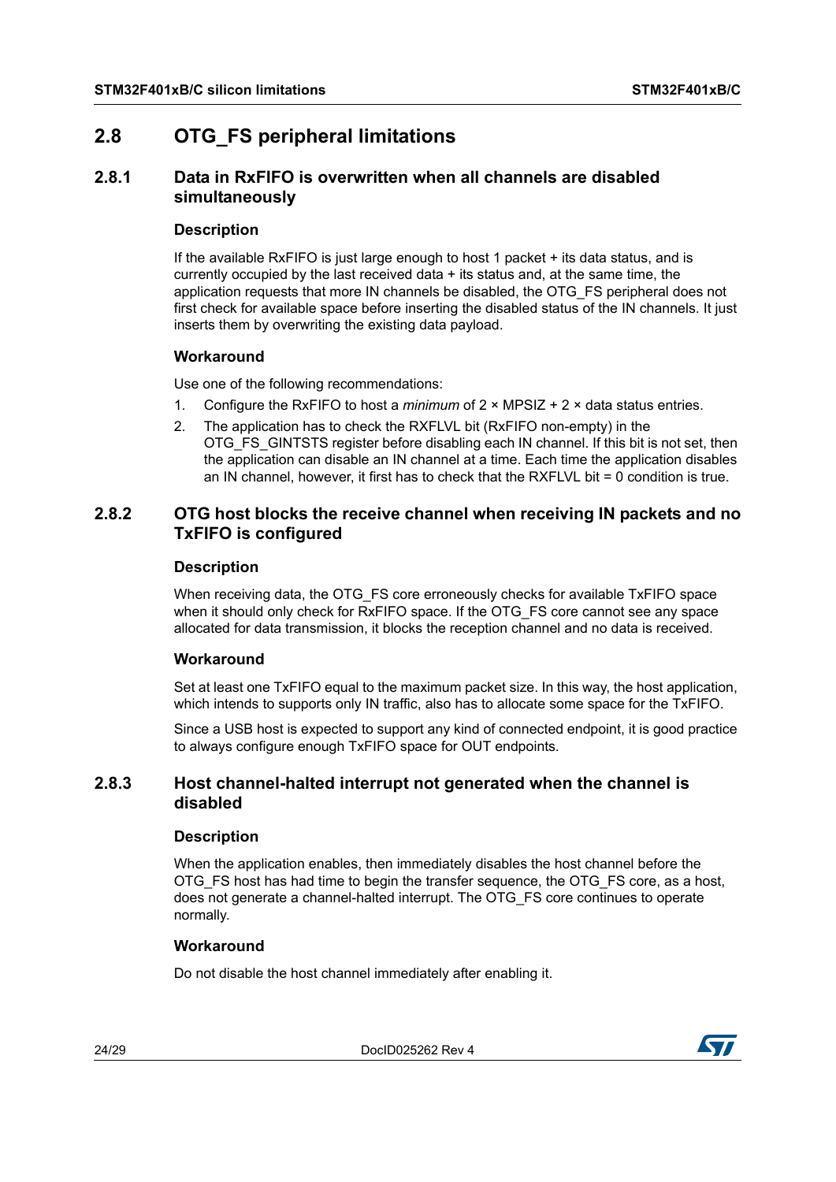## 2.8 OTG_FS peripheral limitations

### 2.8.1 Data in RxFIFO is overwritten when all channels are disabled simultaneously

#### Description

If the available RxFIFO is just large enough to host 1 packet + its data status, and is currently occupied by the last received data + its status and, at the same time, the application requests that more IN channels be disabled, the OTG_FS peripheral does not first check for available space before inserting the disabled status of the IN channels. It just inserts them by overwriting the existing data payload.

#### Workaround

Use one of the following recommendations:

1. Configure the RxFIFO to host a *minimum* of 2 × MPSIZ + 2 × data status entries.
2. The application has to check the RXFLVL bit (RxFIFO non-empty) in the OTG_FS_GINTSTS register before disabling each IN channel. If this bit is not set, then the application can disable an IN channel at a time. Each time the application disables an IN channel, however, it first has to check that the RXFLVL bit = 0 condition is true.

### 2.8.2 OTG host blocks the receive channel when receiving IN packets and no TxFIFO is configured

#### Description

When receiving data, the OTG_FS core erroneously checks for available TxFIFO space when it should only check for RxFIFO space. If the OTG_FS core cannot see any space allocated for data transmission, it blocks the reception channel and no data is received.

#### Workaround

Set at least one TxFIFO equal to the maximum packet size. In this way, the host application, which intends to supports only IN traffic, also has to allocate some space for the TxFIFO.

Since a USB host is expected to support any kind of connected endpoint, it is good practice to always configure enough TxFIFO space for OUT endpoints.

### 2.8.3 Host channel-halted interrupt not generated when the channel is disabled

#### Description

When the application enables, then immediately disables the host channel before the OTG_FS host has had time to begin the transfer sequence, the OTG_FS core, as a host, does not generate a channel-halted interrupt. The OTG_FS core continues to operate normally.

#### Workaround

Do not disable the host channel immediately after enabling it.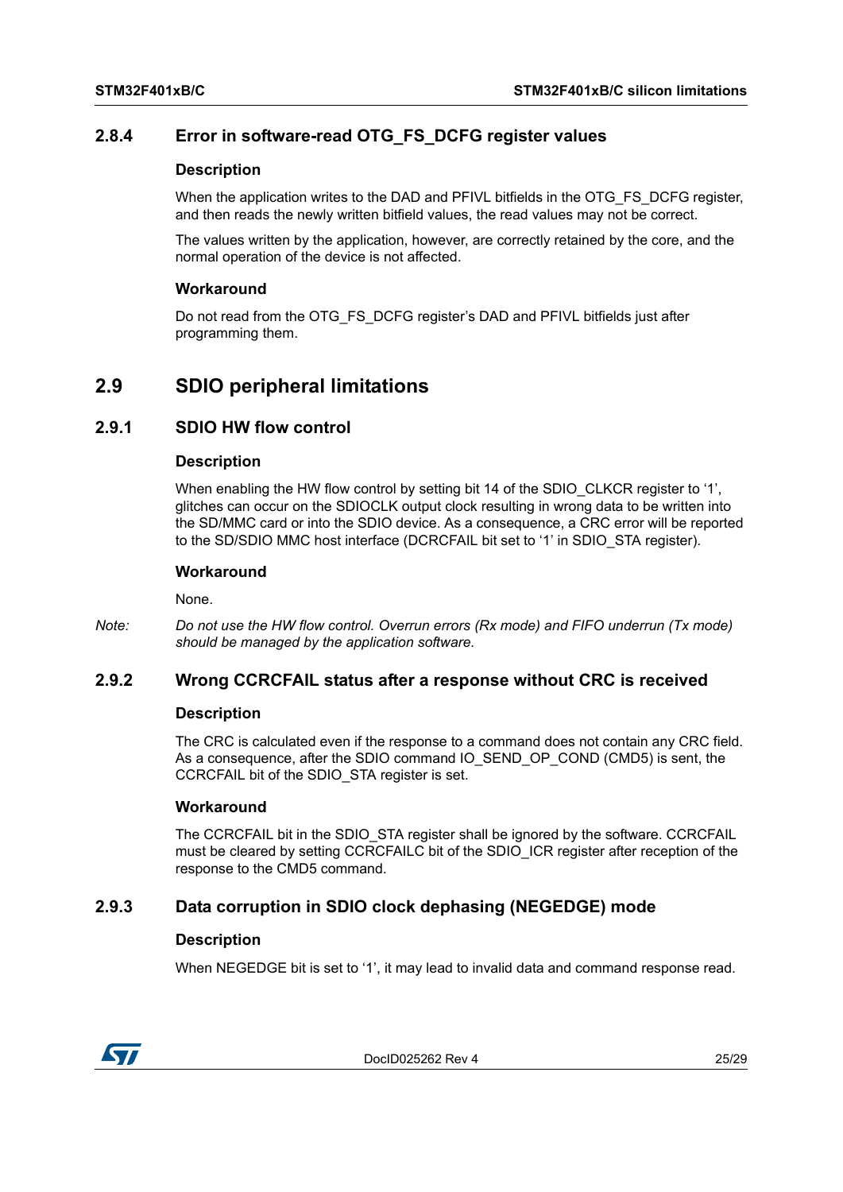### 2.8.4 Error in software-read OTG_FS_DCFG register values

#### Description

When the application writes to the DAD and PFIVL bitfields in the OTG_FS_DCFG register, and then reads the newly written bitfield values, the read values may not be correct.

The values written by the application, however, are correctly retained by the core, and the normal operation of the device is not affected.

#### Workaround

Do not read from the OTG_FS_DCFG register's DAD and PFIVL bitfields just after programming them.

## 2.9 SDIO peripheral limitations

### 2.9.1 SDIO HW flow control

#### Description

When enabling the HW flow control by setting bit 14 of the SDIO_CLKCR register to '1', glitches can occur on the SDIOCLK output clock resulting in wrong data to be written into the SD/MMC card or into the SDIO device. As a consequence, a CRC error will be reported to the SD/SDIO MMC host interface (DCRCFAIL bit set to '1' in SDIO_STA register).

#### Workaround

None.

*Note: Do not use the HW flow control. Overrun errors (Rx mode) and FIFO underrun (Tx mode) should be managed by the application software.*

### 2.9.2 Wrong CCRCFAIL status after a response without CRC is received

#### Description

The CRC is calculated even if the response to a command does not contain any CRC field. As a consequence, after the SDIO command IO_SEND_OP_COND (CMD5) is sent, the CCRCFAIL bit of the SDIO_STA register is set.

#### Workaround

The CCRCFAIL bit in the SDIO_STA register shall be ignored by the software. CCRCFAIL must be cleared by setting CCRCFAILC bit of the SDIO_ICR register after reception of the response to the CMD5 command.

### 2.9.3 Data corruption in SDIO clock dephasing (NEGEDGE) mode

#### Description

When NEGEDGE bit is set to '1', it may lead to invalid data and command response read.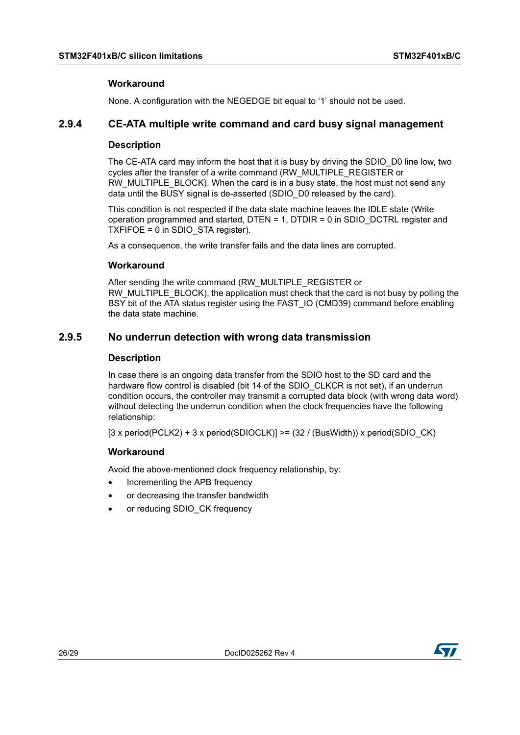#### Workaround

None. A configuration with the NEGEDGE bit equal to ‘1’ should not be used.

### 2.9.4 CE-ATA multiple write command and card busy signal management

#### Description

The CE-ATA card may inform the host that it is busy by driving the SDIO_D0 line low, two cycles after the transfer of a write command (RW_MULTIPLE_REGISTER or RW_MULTIPLE_BLOCK). When the card is in a busy state, the host must not send any data until the BUSY signal is de-asserted (SDIO_D0 released by the card).

This condition is not respected if the data state machine leaves the IDLE state (Write operation programmed and started, DTEN = 1, DTDIR = 0 in SDIO_DCTRL register and TXFIFOE = 0 in SDIO_STA register).

As a consequence, the write transfer fails and the data lines are corrupted.

#### Workaround

After sending the write command (RW_MULTIPLE_REGISTER or RW_MULTIPLE_BLOCK), the application must check that the card is not busy by polling the BSY bit of the ATA status register using the FAST_IO (CMD39) command before enabling the data state machine.

### 2.9.5 No underrun detection with wrong data transmission

#### Description

In case there is an ongoing data transfer from the SDIO host to the SD card and the hardware flow control is disabled (bit 14 of the SDIO_CLKCR is not set), if an underrun condition occurs, the controller may transmit a corrupted data block (with wrong data word) without detecting the underrun condition when the clock frequencies have the following relationship:

[3 x period(PCLK2) + 3 x period(SDIOCLK)] >= (32 / (BusWidth)) x period(SDIO_CK)

#### Workaround

Avoid the above-mentioned clock frequency relationship, by:

- Incrementing the APB frequency
- or decreasing the transfer bandwidth
- or reducing SDIO_CK frequency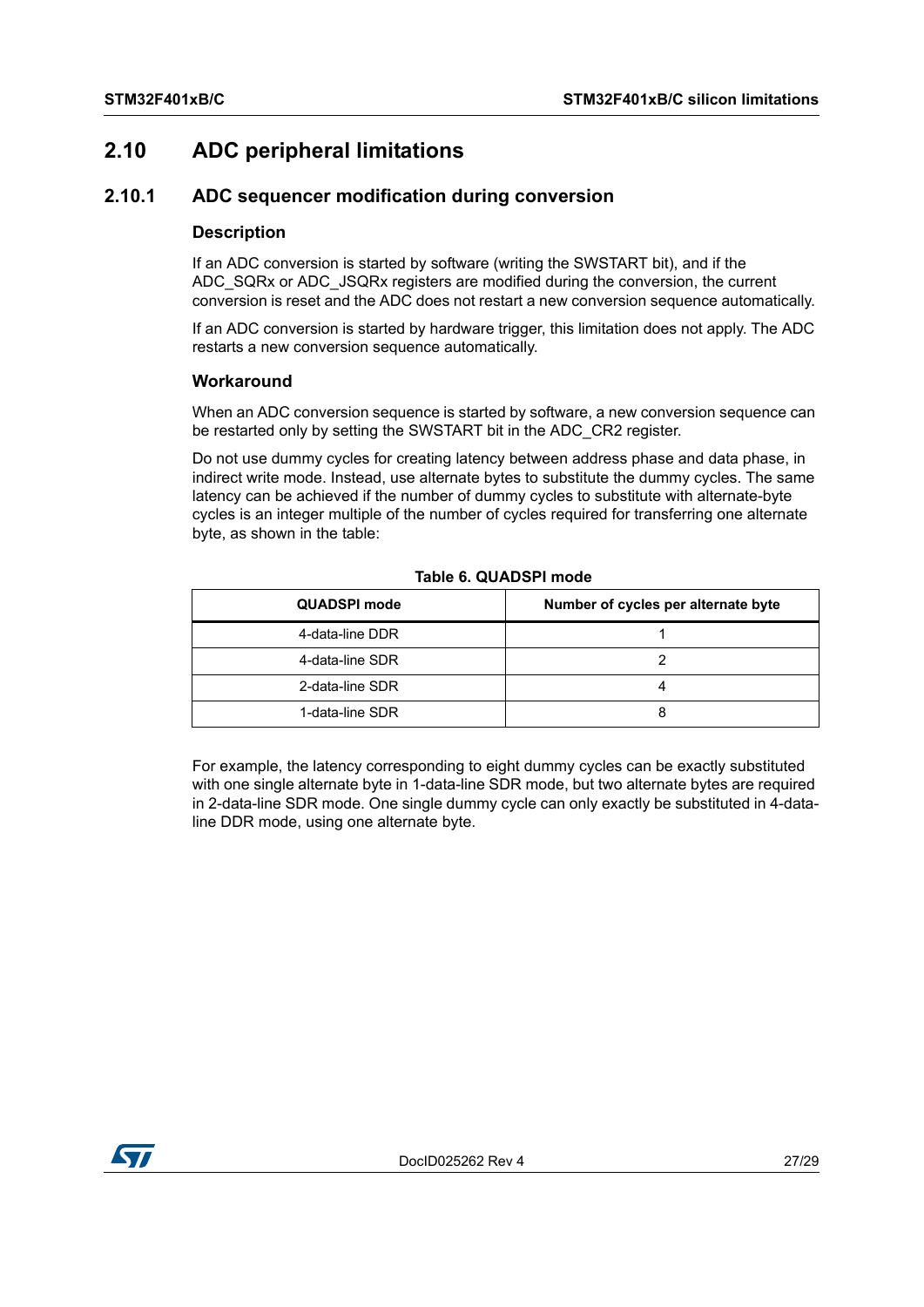## 2.10 ADC peripheral limitations

### 2.10.1 ADC sequencer modification during conversion

#### Description

If an ADC conversion is started by software (writing the SWSTART bit), and if the ADC_SQRx or ADC_JSQRx registers are modified during the conversion, the current conversion is reset and the ADC does not restart a new conversion sequence automatically.

If an ADC conversion is started by hardware trigger, this limitation does not apply. The ADC restarts a new conversion sequence automatically.

#### Workaround

When an ADC conversion sequence is started by software, a new conversion sequence can be restarted only by setting the SWSTART bit in the ADC_CR2 register.

Do not use dummy cycles for creating latency between address phase and data phase, in indirect write mode. Instead, use alternate bytes to substitute the dummy cycles. The same latency can be achieved if the number of dummy cycles to substitute with alternate-byte cycles is an integer multiple of the number of cycles required for transferring one alternate byte, as shown in the table:

**Table 6. QUADSPI mode**

| QUADSPI mode | Number of cycles per alternate byte |
|---|---|
| 4-data-line DDR | 1 |
| 4-data-line SDR | 2 |
| 2-data-line SDR | 4 |
| 1-data-line SDR | 8 |

For example, the latency corresponding to eight dummy cycles can be exactly substituted with one single alternate byte in 1-data-line SDR mode, but two alternate bytes are required in 2-data-line SDR mode. One single dummy cycle can only exactly be substituted in 4-data-line DDR mode, using one alternate byte.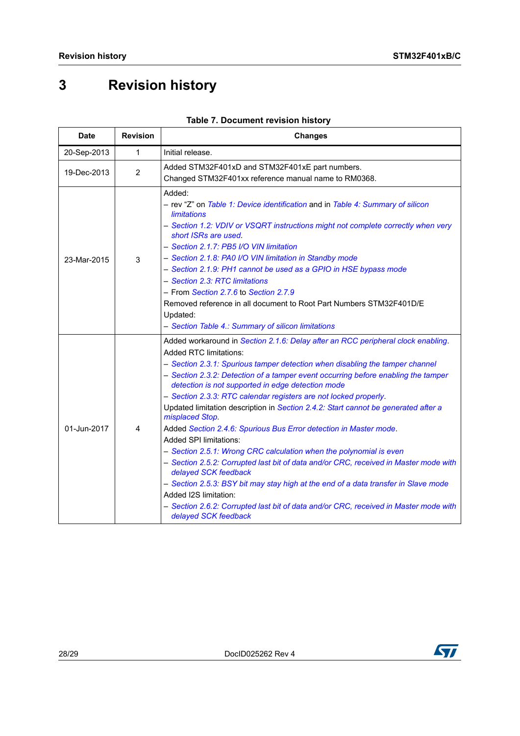# 3 Revision history

**Table 7. Document revision history**

| Date | Revision | Changes |
|---|---|---|
| 20-Sep-2013 | 1 | Initial release. |
| 19-Dec-2013 | 2 | Added STM32F401xD and STM32F401xE part numbers.<br>Changed STM32F401xx reference manual name to RM0368. |
| 23-Mar-2015 | 3 | Added:<br>– rev “Z” on *Table 1: Device identification* and in *Table 4: Summary of silicon limitations*<br>– *Section 1.2: VDIV or VSQRT instructions might not complete correctly when very short ISRs are used*.<br>– *Section 2.1.7: PB5 I/O VIN limitation*<br>– *Section 2.1.8: PA0 I/O VIN limitation in Standby mode*<br>– *Section 2.1.9: PH1 cannot be used as a GPIO in HSE bypass mode*<br>– *Section 2.3: RTC limitations*<br>– From *Section 2.7.6* to *Section 2.7.9*<br>Removed reference in all document to Root Part Numbers STM32F401D/E<br>Updated:<br>– *Section Table 4.: Summary of silicon limitations* |
| 01-Jun-2017 | 4 | Added workaround in *Section 2.1.6: Delay after an RCC peripheral clock enabling*.<br>Added RTC limitations:<br>– *Section 2.3.1: Spurious tamper detection when disabling the tamper channel*<br>– *Section 2.3.2: Detection of a tamper event occurring before enabling the tamper detection is not supported in edge detection mode*<br>– *Section 2.3.3: RTC calendar registers are not locked properly*.<br>Updated limitation description in *Section 2.4.2: Start cannot be generated after a misplaced Stop*.<br>Added *Section 2.4.6: Spurious Bus Error detection in Master mode*.<br>Added SPI limitations:<br>– *Section 2.5.1: Wrong CRC calculation when the polynomial is even*<br>– *Section 2.5.2: Corrupted last bit of data and/or CRC, received in Master mode with delayed SCK feedback*<br>– *Section 2.5.3: BSY bit may stay high at the end of a data transfer in Slave mode*<br>Added I2S limitation:<br>– *Section 2.6.2: Corrupted last bit of data and/or CRC, received in Master mode with delayed SCK feedback* |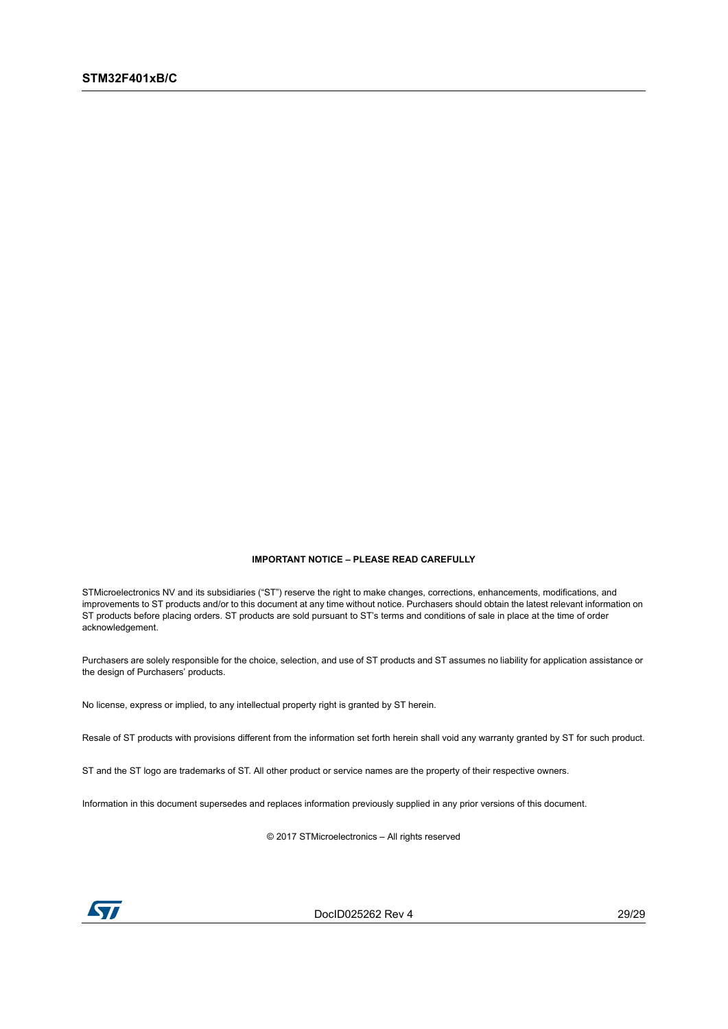**IMPORTANT NOTICE – PLEASE READ CAREFULLY**

STMicroelectronics NV and its subsidiaries (“ST”) reserve the right to make changes, corrections, enhancements, modifications, and improvements to ST products and/or to this document at any time without notice. Purchasers should obtain the latest relevant information on ST products before placing orders. ST products are sold pursuant to ST’s terms and conditions of sale in place at the time of order acknowledgement.

Purchasers are solely responsible for the choice, selection, and use of ST products and ST assumes no liability for application assistance or the design of Purchasers’ products.

No license, express or implied, to any intellectual property right is granted by ST herein.

Resale of ST products with provisions different from the information set forth herein shall void any warranty granted by ST for such product.

ST and the ST logo are trademarks of ST. All other product or service names are the property of their respective owners.

Information in this document supersedes and replaces information previously supplied in any prior versions of this document.

© 2017 STMicroelectronics – All rights reserved